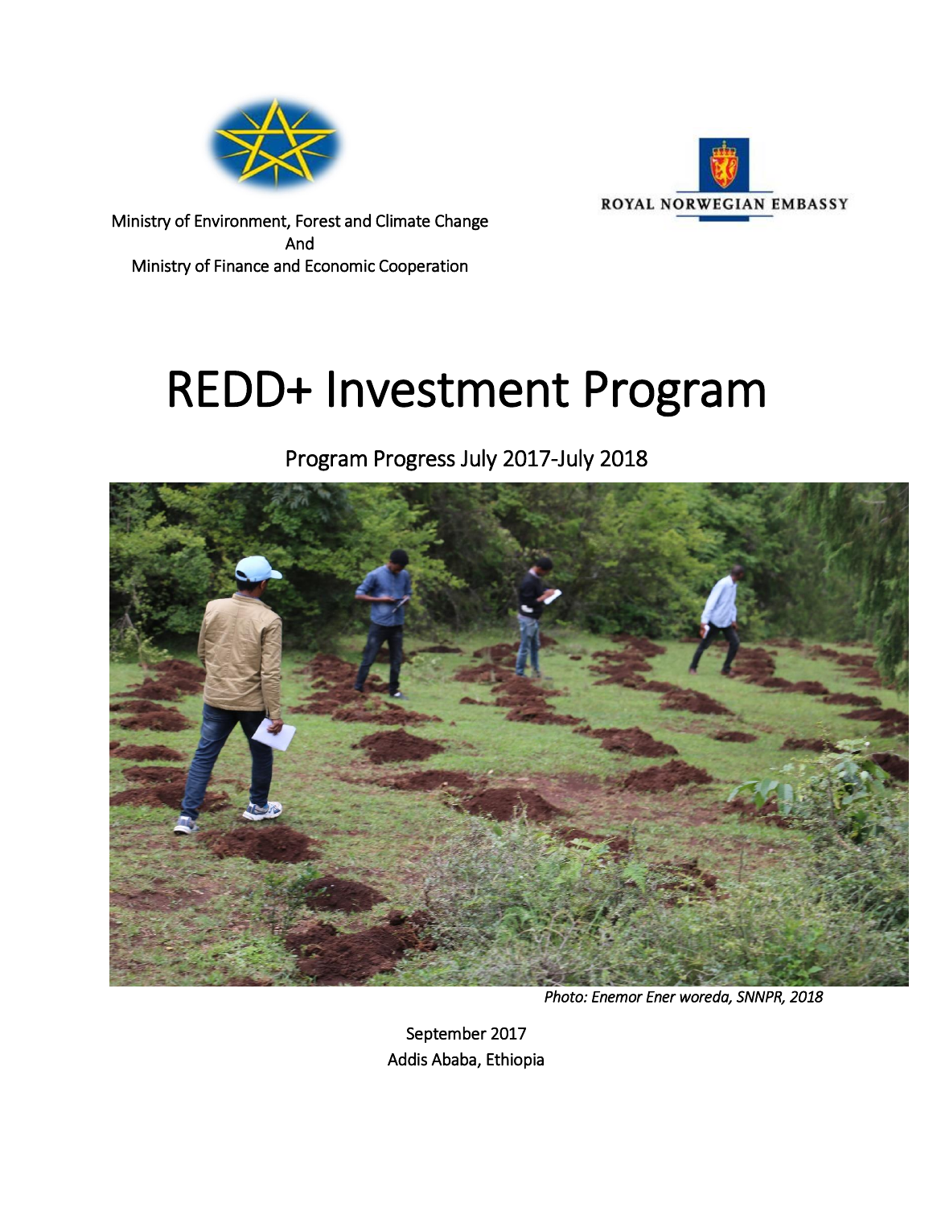Ministry of Environment, Forest and Climate Change
And
Ministry of Finance and Economic Cooperation

ROYAL NORWEGIAN EMBASSY

# REDD+ Investment Program

Program Progress July 2017-July 2018

*Photo: Enemor Ener woreda, SNNPR, 2018*

September 2017
Addis Ababa, Ethiopia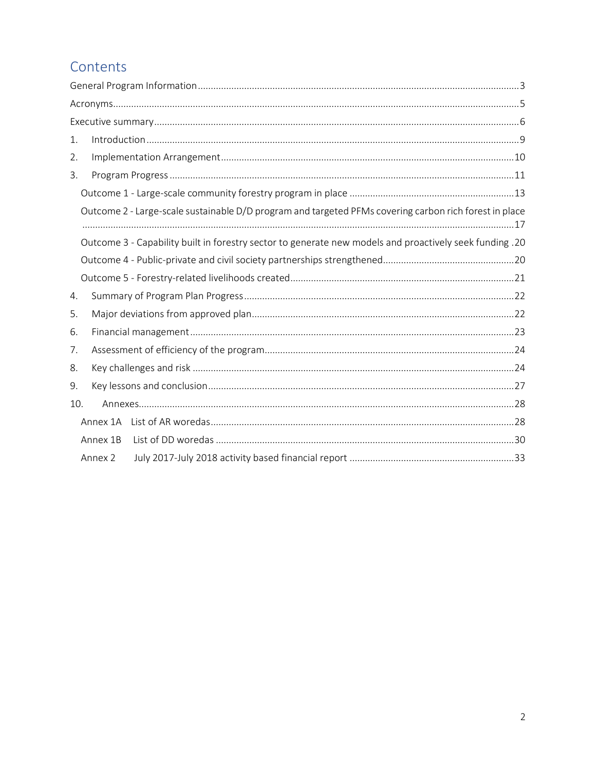# Contents

General Program Information ........ 3

Acronyms ........ 5

Executive summary ........ 6

1. Introduction ........ 9
2. Implementation Arrangement ........ 10
3. Program Progress ........ 11
   - Outcome 1 - Large-scale community forestry program in place ........ 13
   - Outcome 2 - Large-scale sustainable D/D program and targeted PFMs covering carbon rich forest in place ........ 17
   - Outcome 3 - Capability built in forestry sector to generate new models and proactively seek funding . 20
   - Outcome 4 - Public-private and civil society partnerships strengthened ........ 20
   - Outcome 5 - Forestry-related livelihoods created ........ 21
4. Summary of Program Plan Progress ........ 22
5. Major deviations from approved plan ........ 22
6. Financial management ........ 23
7. Assessment of efficiency of the program ........ 24
8. Key challenges and risk ........ 24
9. Key lessons and conclusion ........ 27
10. Annexes ........ 28
    - Annex 1A List of AR woredas ........ 28
    - Annex 1B List of DD woredas ........ 30
    - Annex 2 July 2017-July 2018 activity based financial report ........ 33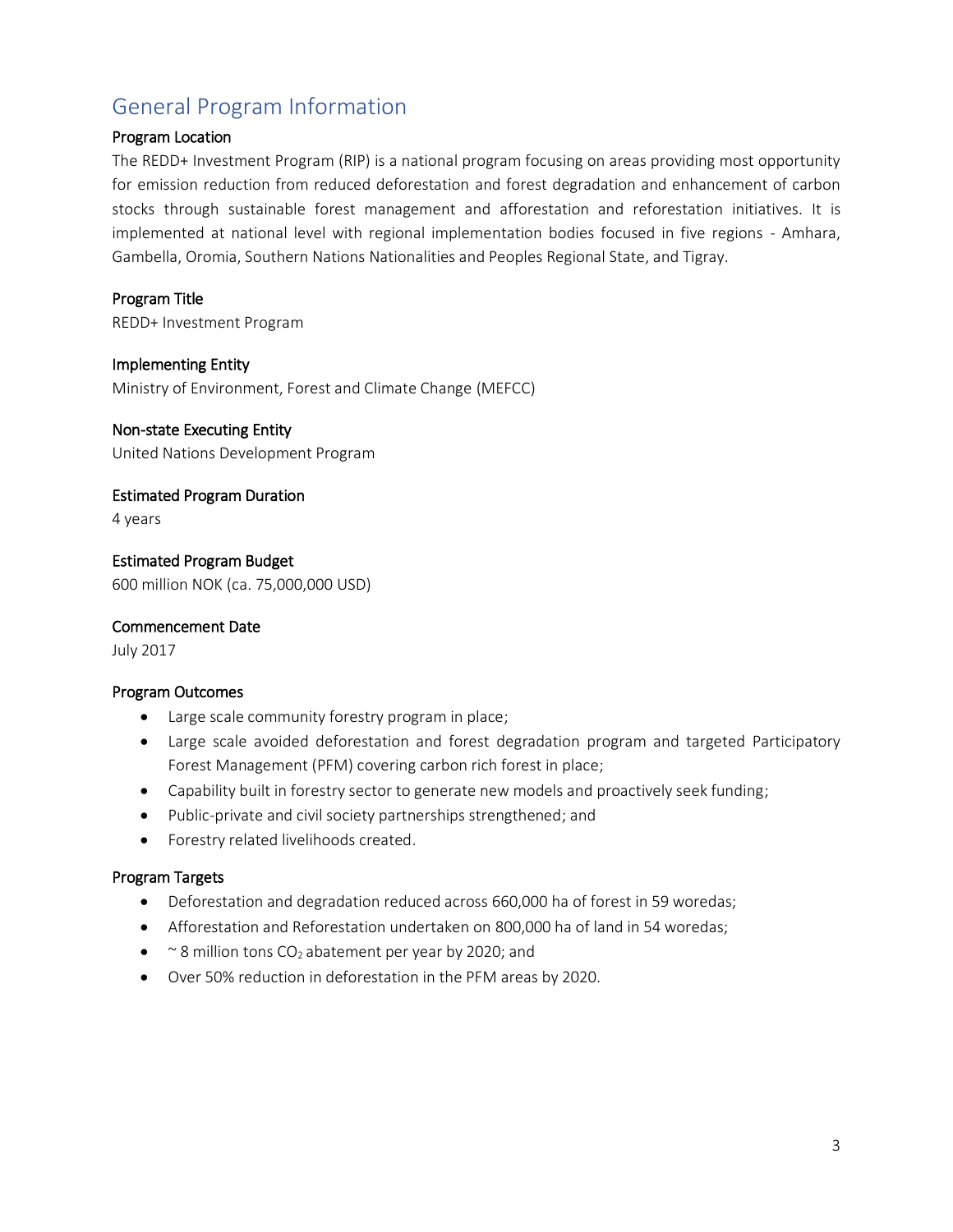## General Program Information

### Program Location

The REDD+ Investment Program (RIP) is a national program focusing on areas providing most opportunity for emission reduction from reduced deforestation and forest degradation and enhancement of carbon stocks through sustainable forest management and afforestation and reforestation initiatives. It is implemented at national level with regional implementation bodies focused in five regions - Amhara, Gambella, Oromia, Southern Nations Nationalities and Peoples Regional State, and Tigray.

### Program Title

REDD+ Investment Program

### Implementing Entity

Ministry of Environment, Forest and Climate Change (MEFCC)

### Non-state Executing Entity

United Nations Development Program

### Estimated Program Duration

4 years

### Estimated Program Budget

600 million NOK (ca. 75,000,000 USD)

### Commencement Date

July 2017

### Program Outcomes

- Large scale community forestry program in place;
- Large scale avoided deforestation and forest degradation program and targeted Participatory Forest Management (PFM) covering carbon rich forest in place;
- Capability built in forestry sector to generate new models and proactively seek funding;
- Public-private and civil society partnerships strengthened; and
- Forestry related livelihoods created.

### Program Targets

- Deforestation and degradation reduced across 660,000 ha of forest in 59 woredas;
- Afforestation and Reforestation undertaken on 800,000 ha of land in 54 woredas;
- ~ 8 million tons $CO_2$ abatement per year by 2020; and
- Over 50% reduction in deforestation in the PFM areas by 2020.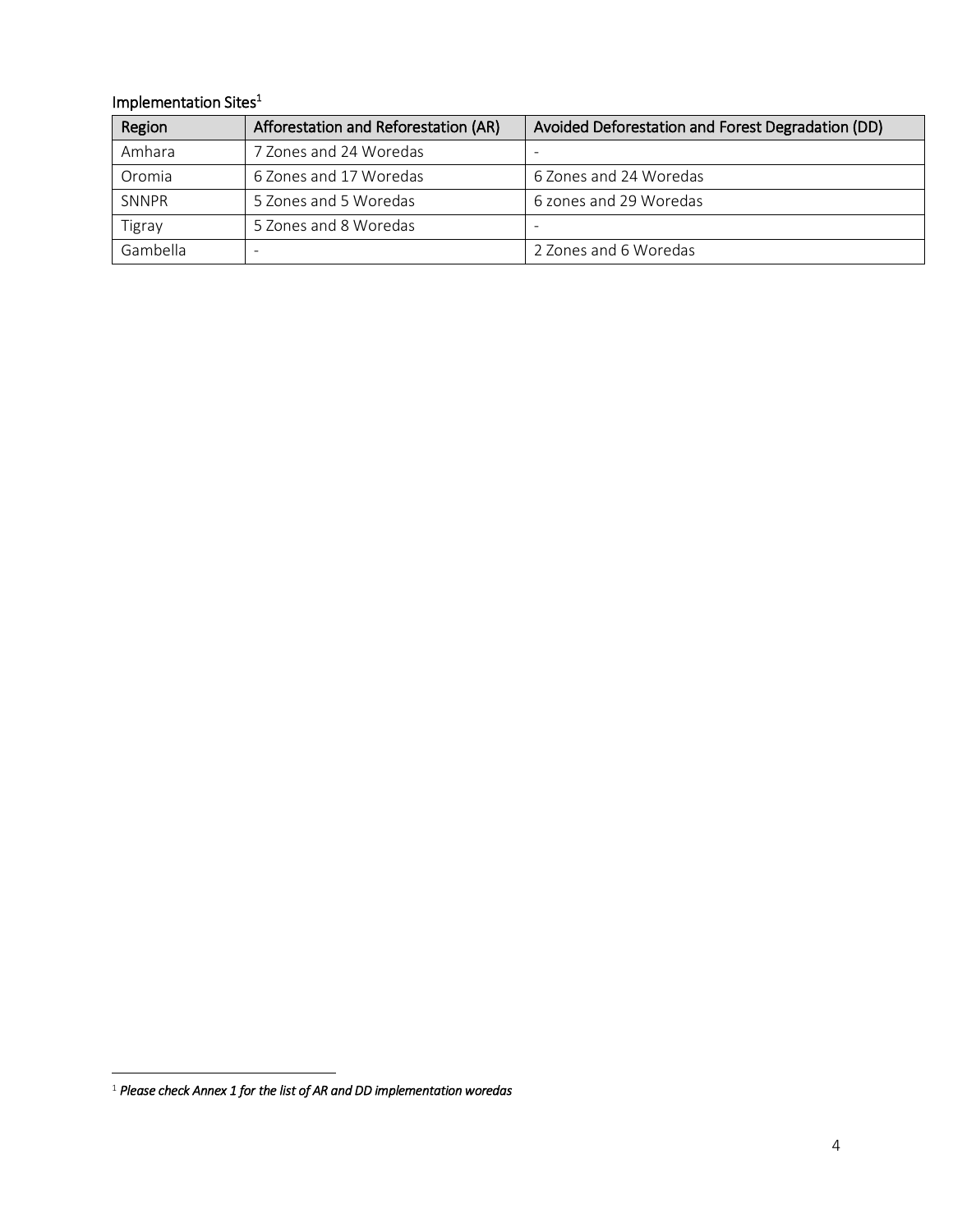Implementation Sites[1]

| Region | Afforestation and Reforestation (AR) | Avoided Deforestation and Forest Degradation (DD) |
|---|---|---|
| Amhara | 7 Zones and 24 Woredas | - |
| Oromia | 6 Zones and 17 Woredas | 6 Zones and 24 Woredas |
| SNNPR | 5 Zones and 5 Woredas | 6 zones and 29 Woredas |
| Tigray | 5 Zones and 8 Woredas | - |
| Gambella | - | 2 Zones and 6 Woredas |

[1] *Please check Annex 1 for the list of AR and DD implementation woredas*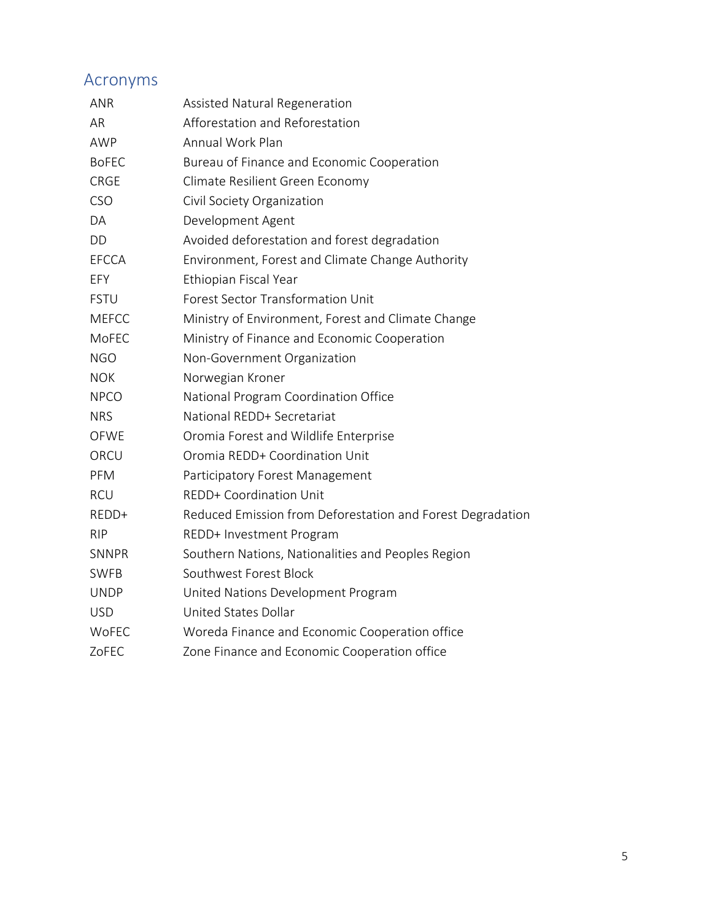## Acronyms

| | |
|---|---|
| ANR | Assisted Natural Regeneration |
| AR | Afforestation and Reforestation |
| AWP | Annual Work Plan |
| BoFEC | Bureau of Finance and Economic Cooperation |
| CRGE | Climate Resilient Green Economy |
| CSO | Civil Society Organization |
| DA | Development Agent |
| DD | Avoided deforestation and forest degradation |
| EFCCA | Environment, Forest and Climate Change Authority |
| EFY | Ethiopian Fiscal Year |
| FSTU | Forest Sector Transformation Unit |
| MEFCC | Ministry of Environment, Forest and Climate Change |
| MoFEC | Ministry of Finance and Economic Cooperation |
| NGO | Non-Government Organization |
| NOK | Norwegian Kroner |
| NPCO | National Program Coordination Office |
| NRS | National REDD+ Secretariat |
| OFWE | Oromia Forest and Wildlife Enterprise |
| ORCU | Oromia REDD+ Coordination Unit |
| PFM | Participatory Forest Management |
| RCU | REDD+ Coordination Unit |
| REDD+ | Reduced Emission from Deforestation and Forest Degradation |
| RIP | REDD+ Investment Program |
| SNNPR | Southern Nations, Nationalities and Peoples Region |
| SWFB | Southwest Forest Block |
| UNDP | United Nations Development Program |
| USD | United States Dollar |
| WoFEC | Woreda Finance and Economic Cooperation office |
| ZoFEC | Zone Finance and Economic Cooperation office |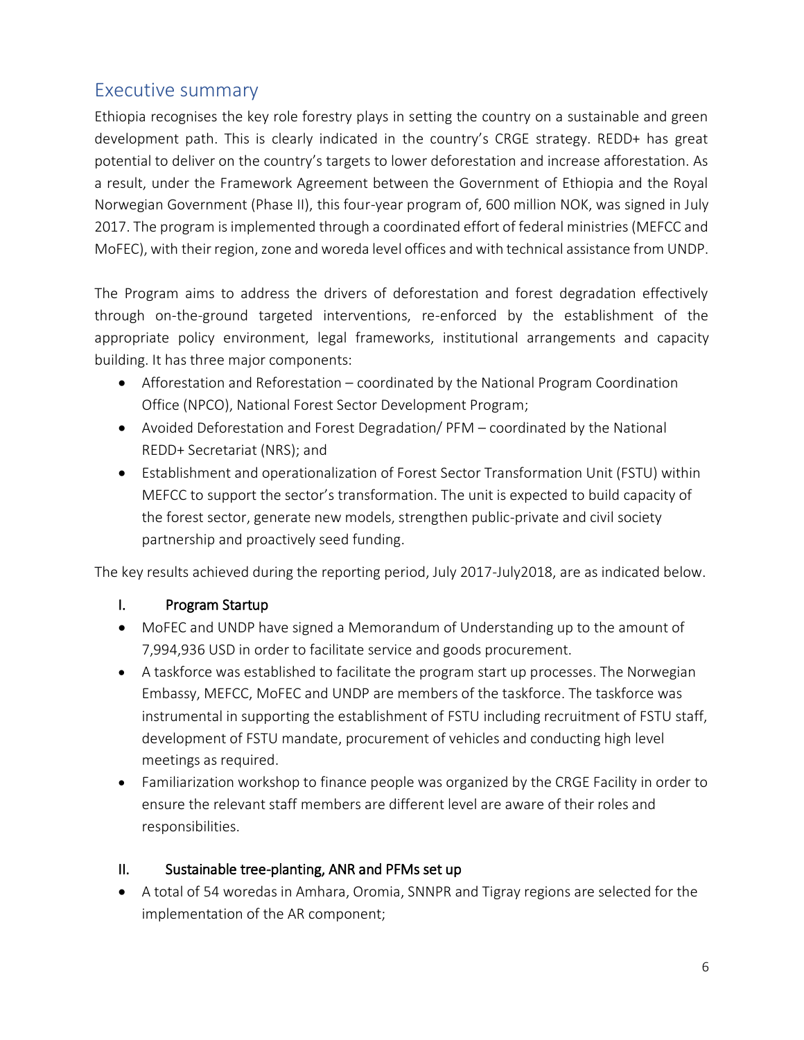## Executive summary

Ethiopia recognises the key role forestry plays in setting the country on a sustainable and green development path. This is clearly indicated in the country's CRGE strategy. REDD+ has great potential to deliver on the country's targets to lower deforestation and increase afforestation. As a result, under the Framework Agreement between the Government of Ethiopia and the Royal Norwegian Government (Phase II), this four-year program of, 600 million NOK, was signed in July 2017. The program is implemented through a coordinated effort of federal ministries (MEFCC and MoFEC), with their region, zone and woreda level offices and with technical assistance from UNDP.

The Program aims to address the drivers of deforestation and forest degradation effectively through on-the-ground targeted interventions, re-enforced by the establishment of the appropriate policy environment, legal frameworks, institutional arrangements and capacity building. It has three major components:

- Afforestation and Reforestation – coordinated by the National Program Coordination Office (NPCO), National Forest Sector Development Program;
- Avoided Deforestation and Forest Degradation/ PFM – coordinated by the National REDD+ Secretariat (NRS); and
- Establishment and operationalization of Forest Sector Transformation Unit (FSTU) within MEFCC to support the sector's transformation. The unit is expected to build capacity of the forest sector, generate new models, strengthen public-private and civil society partnership and proactively seed funding.

The key results achieved during the reporting period, July 2017-July2018, are as indicated below.

### I. Program Startup

- MoFEC and UNDP have signed a Memorandum of Understanding up to the amount of 7,994,936 USD in order to facilitate service and goods procurement.
- A taskforce was established to facilitate the program start up processes. The Norwegian Embassy, MEFCC, MoFEC and UNDP are members of the taskforce. The taskforce was instrumental in supporting the establishment of FSTU including recruitment of FSTU staff, development of FSTU mandate, procurement of vehicles and conducting high level meetings as required.
- Familiarization workshop to finance people was organized by the CRGE Facility in order to ensure the relevant staff members are different level are aware of their roles and responsibilities.

### II. Sustainable tree-planting, ANR and PFMs set up

- A total of 54 woredas in Amhara, Oromia, SNNPR and Tigray regions are selected for the implementation of the AR component;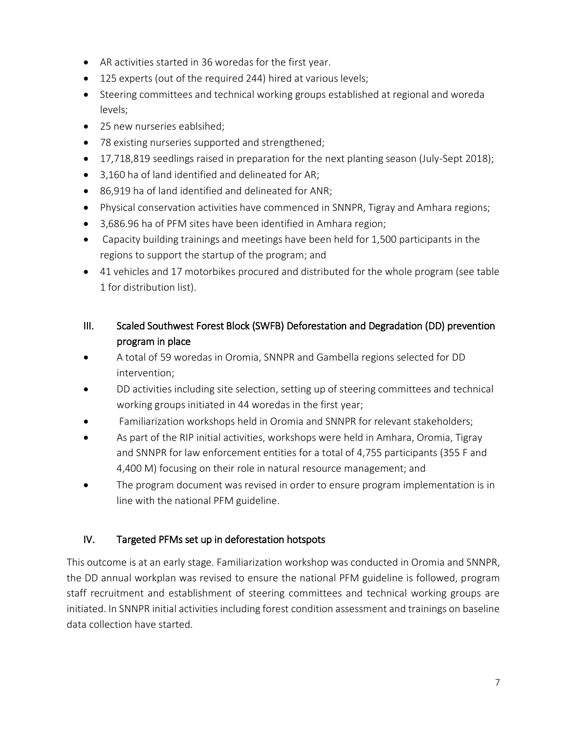- AR activities started in 36 woredas for the first year.
- 125 experts (out of the required 244) hired at various levels;
- Steering committees and technical working groups established at regional and woreda levels;
- 25 new nurseries eablsihed;
- 78 existing nurseries supported and strengthened;
- 17,718,819 seedlings raised in preparation for the next planting season (July-Sept 2018);
- 3,160 ha of land identified and delineated for AR;
- 86,919 ha of land identified and delineated for ANR;
- Physical conservation activities have commenced in SNNPR, Tigray and Amhara regions;
- 3,686.96 ha of PFM sites have been identified in Amhara region;
- Capacity building trainings and meetings have been held for 1,500 participants in the regions to support the startup of the program; and
- 41 vehicles and 17 motorbikes procured and distributed for the whole program (see table 1 for distribution list).

### III. Scaled Southwest Forest Block (SWFB) Deforestation and Degradation (DD) prevention program in place

- A total of 59 woredas in Oromia, SNNPR and Gambella regions selected for DD intervention;
- DD activities including site selection, setting up of steering committees and technical working groups initiated in 44 woredas in the first year;
- Familiarization workshops held in Oromia and SNNPR for relevant stakeholders;
- As part of the RIP initial activities, workshops were held in Amhara, Oromia, Tigray and SNNPR for law enforcement entities for a total of 4,755 participants (355 F and 4,400 M) focusing on their role in natural resource management; and
- The program document was revised in order to ensure program implementation is in line with the national PFM guideline.

### IV. Targeted PFMs set up in deforestation hotspots

This outcome is at an early stage. Familiarization workshop was conducted in Oromia and SNNPR, the DD annual workplan was revised to ensure the national PFM guideline is followed, program staff recruitment and establishment of steering committees and technical working groups are initiated. In SNNPR initial activities including forest condition assessment and trainings on baseline data collection have started.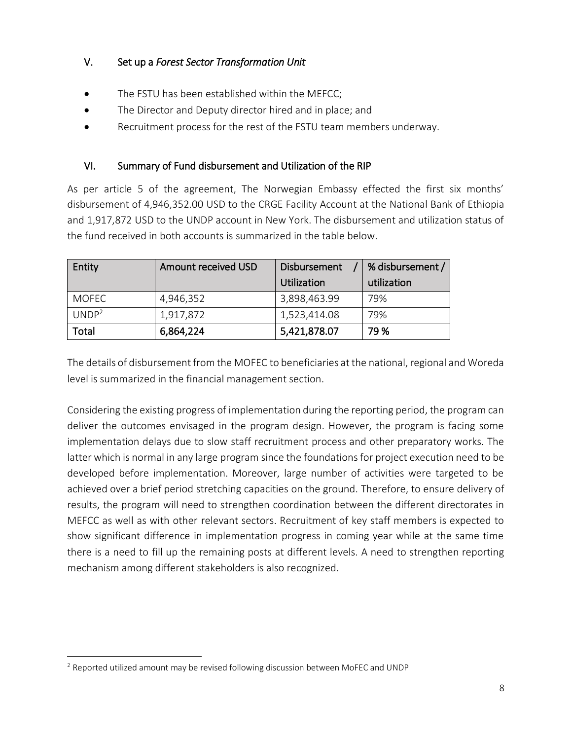## V. Set up a *Forest Sector Transformation Unit*

- The FSTU has been established within the MEFCC;
- The Director and Deputy director hired and in place; and
- Recruitment process for the rest of the FSTU team members underway.

## VI. Summary of Fund disbursement and Utilization of the RIP

As per article 5 of the agreement, The Norwegian Embassy effected the first six months' disbursement of 4,946,352.00 USD to the CRGE Facility Account at the National Bank of Ethiopia and 1,917,872 USD to the UNDP account in New York. The disbursement and utilization status of the fund received in both accounts is summarized in the table below.

| Entity | Amount received USD | Disbursement / Utilization | % disbursement / utilization |
|---|---|---|---|
| MOFEC | 4,946,352 | 3,898,463.99 | 79% |
| UNDP[2] | 1,917,872 | 1,523,414.08 | 79% |
| **Total** | **6,864,224** | **5,421,878.07** | **79 %** |

The details of disbursement from the MOFEC to beneficiaries at the national, regional and Woreda level is summarized in the financial management section.

Considering the existing progress of implementation during the reporting period, the program can deliver the outcomes envisaged in the program design. However, the program is facing some implementation delays due to slow staff recruitment process and other preparatory works. The latter which is normal in any large program since the foundations for project execution need to be developed before implementation. Moreover, large number of activities were targeted to be achieved over a brief period stretching capacities on the ground. Therefore, to ensure delivery of results, the program will need to strengthen coordination between the different directorates in MEFCC as well as with other relevant sectors. Recruitment of key staff members is expected to show significant difference in implementation progress in coming year while at the same time there is a need to fill up the remaining posts at different levels. A need to strengthen reporting mechanism among different stakeholders is also recognized.

[2] Reported utilized amount may be revised following discussion between MoFEC and UNDP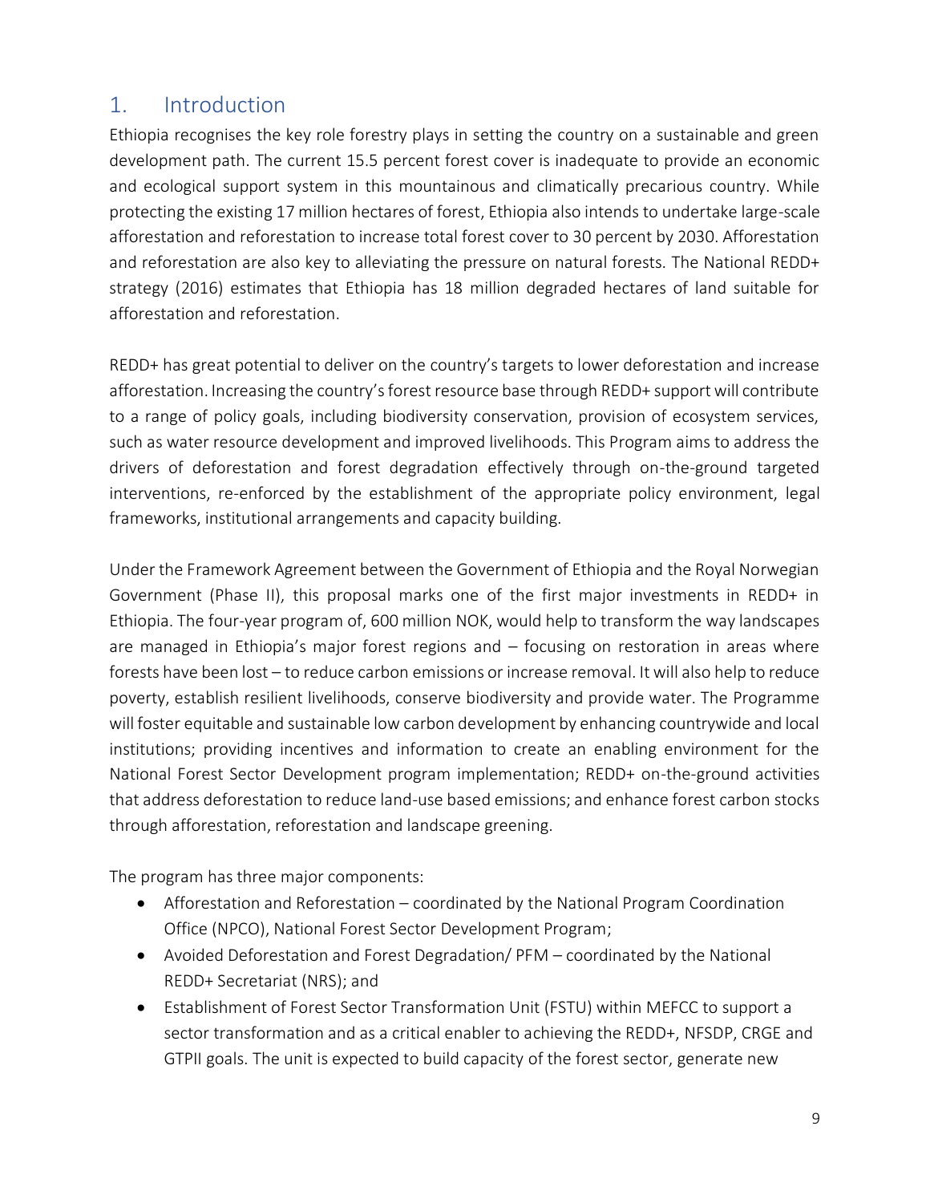# 1. Introduction

Ethiopia recognises the key role forestry plays in setting the country on a sustainable and green development path. The current 15.5 percent forest cover is inadequate to provide an economic and ecological support system in this mountainous and climatically precarious country. While protecting the existing 17 million hectares of forest, Ethiopia also intends to undertake large-scale afforestation and reforestation to increase total forest cover to 30 percent by 2030. Afforestation and reforestation are also key to alleviating the pressure on natural forests. The National REDD+ strategy (2016) estimates that Ethiopia has 18 million degraded hectares of land suitable for afforestation and reforestation.

REDD+ has great potential to deliver on the country's targets to lower deforestation and increase afforestation. Increasing the country's forest resource base through REDD+ support will contribute to a range of policy goals, including biodiversity conservation, provision of ecosystem services, such as water resource development and improved livelihoods. This Program aims to address the drivers of deforestation and forest degradation effectively through on-the-ground targeted interventions, re-enforced by the establishment of the appropriate policy environment, legal frameworks, institutional arrangements and capacity building.

Under the Framework Agreement between the Government of Ethiopia and the Royal Norwegian Government (Phase II), this proposal marks one of the first major investments in REDD+ in Ethiopia. The four-year program of, 600 million NOK, would help to transform the way landscapes are managed in Ethiopia's major forest regions and – focusing on restoration in areas where forests have been lost – to reduce carbon emissions or increase removal. It will also help to reduce poverty, establish resilient livelihoods, conserve biodiversity and provide water. The Programme will foster equitable and sustainable low carbon development by enhancing countrywide and local institutions; providing incentives and information to create an enabling environment for the National Forest Sector Development program implementation; REDD+ on-the-ground activities that address deforestation to reduce land-use based emissions; and enhance forest carbon stocks through afforestation, reforestation and landscape greening.

The program has three major components:

- Afforestation and Reforestation – coordinated by the National Program Coordination Office (NPCO), National Forest Sector Development Program;
- Avoided Deforestation and Forest Degradation/ PFM – coordinated by the National REDD+ Secretariat (NRS); and
- Establishment of Forest Sector Transformation Unit (FSTU) within MEFCC to support a sector transformation and as a critical enabler to achieving the REDD+, NFSDP, CRGE and GTPII goals. The unit is expected to build capacity of the forest sector, generate new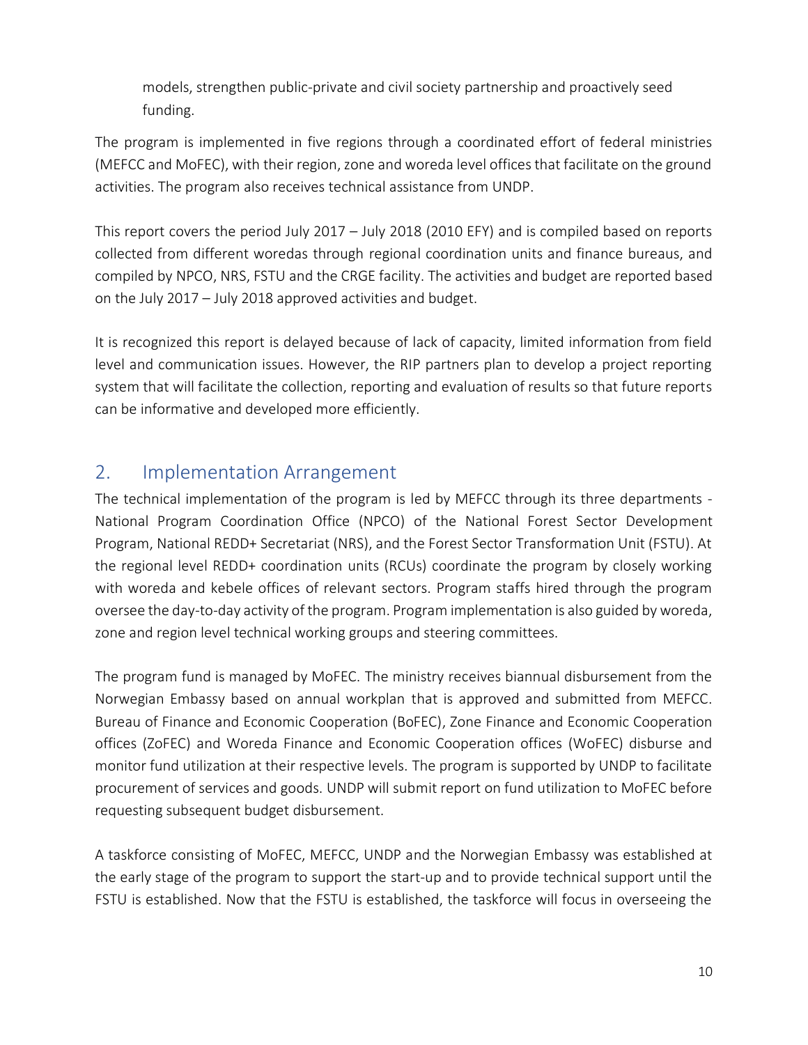models, strengthen public-private and civil society partnership and proactively seed funding.

The program is implemented in five regions through a coordinated effort of federal ministries (MEFCC and MoFEC), with their region, zone and woreda level offices that facilitate on the ground activities. The program also receives technical assistance from UNDP.

This report covers the period July 2017 – July 2018 (2010 EFY) and is compiled based on reports collected from different woredas through regional coordination units and finance bureaus, and compiled by NPCO, NRS, FSTU and the CRGE facility. The activities and budget are reported based on the July 2017 – July 2018 approved activities and budget.

It is recognized this report is delayed because of lack of capacity, limited information from field level and communication issues. However, the RIP partners plan to develop a project reporting system that will facilitate the collection, reporting and evaluation of results so that future reports can be informative and developed more efficiently.

## 2. Implementation Arrangement

The technical implementation of the program is led by MEFCC through its three departments - National Program Coordination Office (NPCO) of the National Forest Sector Development Program, National REDD+ Secretariat (NRS), and the Forest Sector Transformation Unit (FSTU). At the regional level REDD+ coordination units (RCUs) coordinate the program by closely working with woreda and kebele offices of relevant sectors. Program staffs hired through the program oversee the day-to-day activity of the program. Program implementation is also guided by woreda, zone and region level technical working groups and steering committees.

The program fund is managed by MoFEC. The ministry receives biannual disbursement from the Norwegian Embassy based on annual workplan that is approved and submitted from MEFCC. Bureau of Finance and Economic Cooperation (BoFEC), Zone Finance and Economic Cooperation offices (ZoFEC) and Woreda Finance and Economic Cooperation offices (WoFEC) disburse and monitor fund utilization at their respective levels. The program is supported by UNDP to facilitate procurement of services and goods. UNDP will submit report on fund utilization to MoFEC before requesting subsequent budget disbursement.

A taskforce consisting of MoFEC, MEFCC, UNDP and the Norwegian Embassy was established at the early stage of the program to support the start-up and to provide technical support until the FSTU is established. Now that the FSTU is established, the taskforce will focus in overseeing the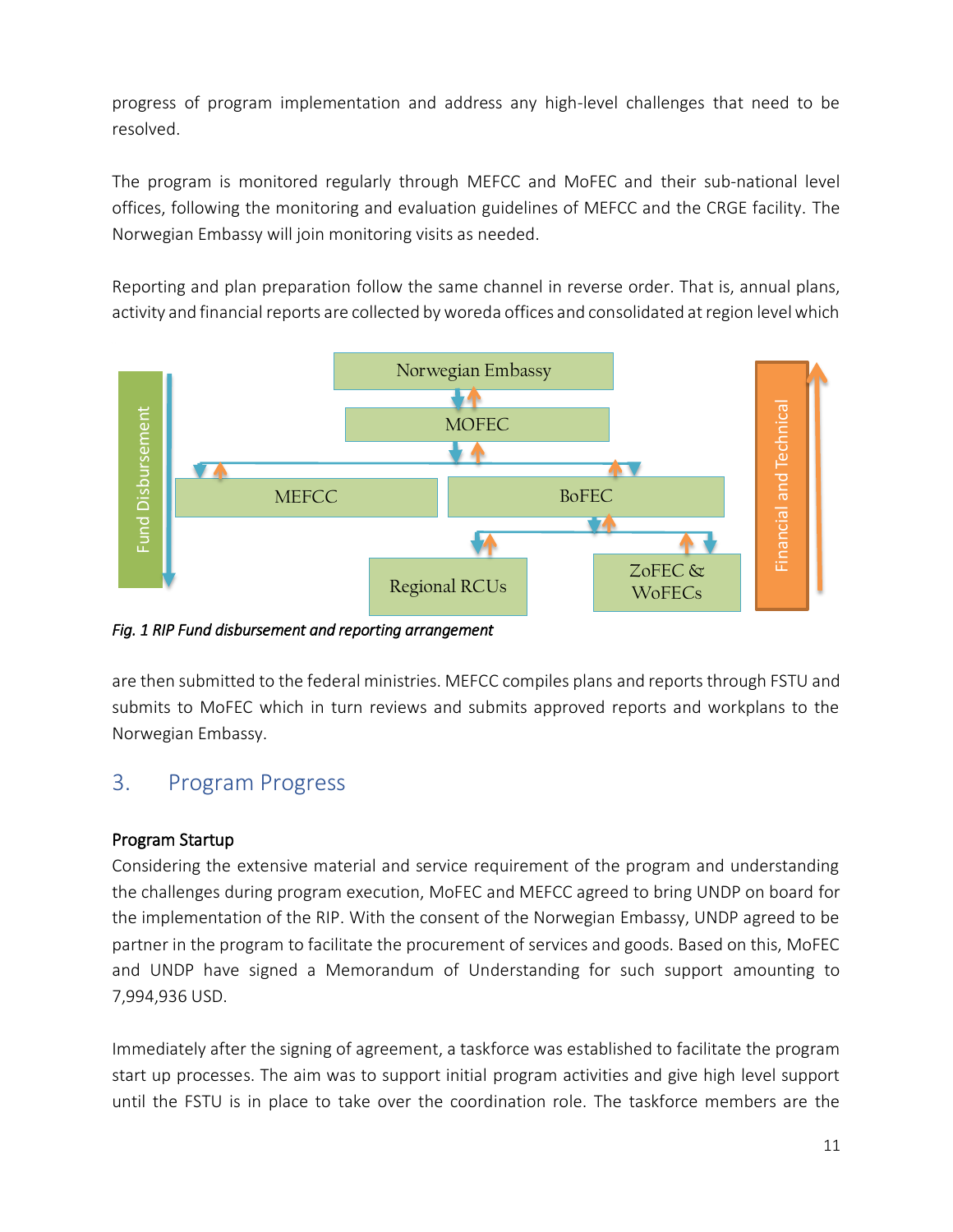progress of program implementation and address any high-level challenges that need to be resolved.

The program is monitored regularly through MEFCC and MoFEC and their sub-national level offices, following the monitoring and evaluation guidelines of MEFCC and the CRGE facility. The Norwegian Embassy will join monitoring visits as needed.

Reporting and plan preparation follow the same channel in reverse order. That is, annual plans, activity and financial reports are collected by woreda offices and consolidated at region level which

*Fig. 1 RIP Fund disbursement and reporting arrangement*

are then submitted to the federal ministries. MEFCC compiles plans and reports through FSTU and submits to MoFEC which in turn reviews and submits approved reports and workplans to the Norwegian Embassy.

## 3. Program Progress

**Program Startup**

Considering the extensive material and service requirement of the program and understanding the challenges during program execution, MoFEC and MEFCC agreed to bring UNDP on board for the implementation of the RIP. With the consent of the Norwegian Embassy, UNDP agreed to be partner in the program to facilitate the procurement of services and goods. Based on this, MoFEC and UNDP have signed a Memorandum of Understanding for such support amounting to 7,994,936 USD.

Immediately after the signing of agreement, a taskforce was established to facilitate the program start up processes. The aim was to support initial program activities and give high level support until the FSTU is in place to take over the coordination role. The taskforce members are the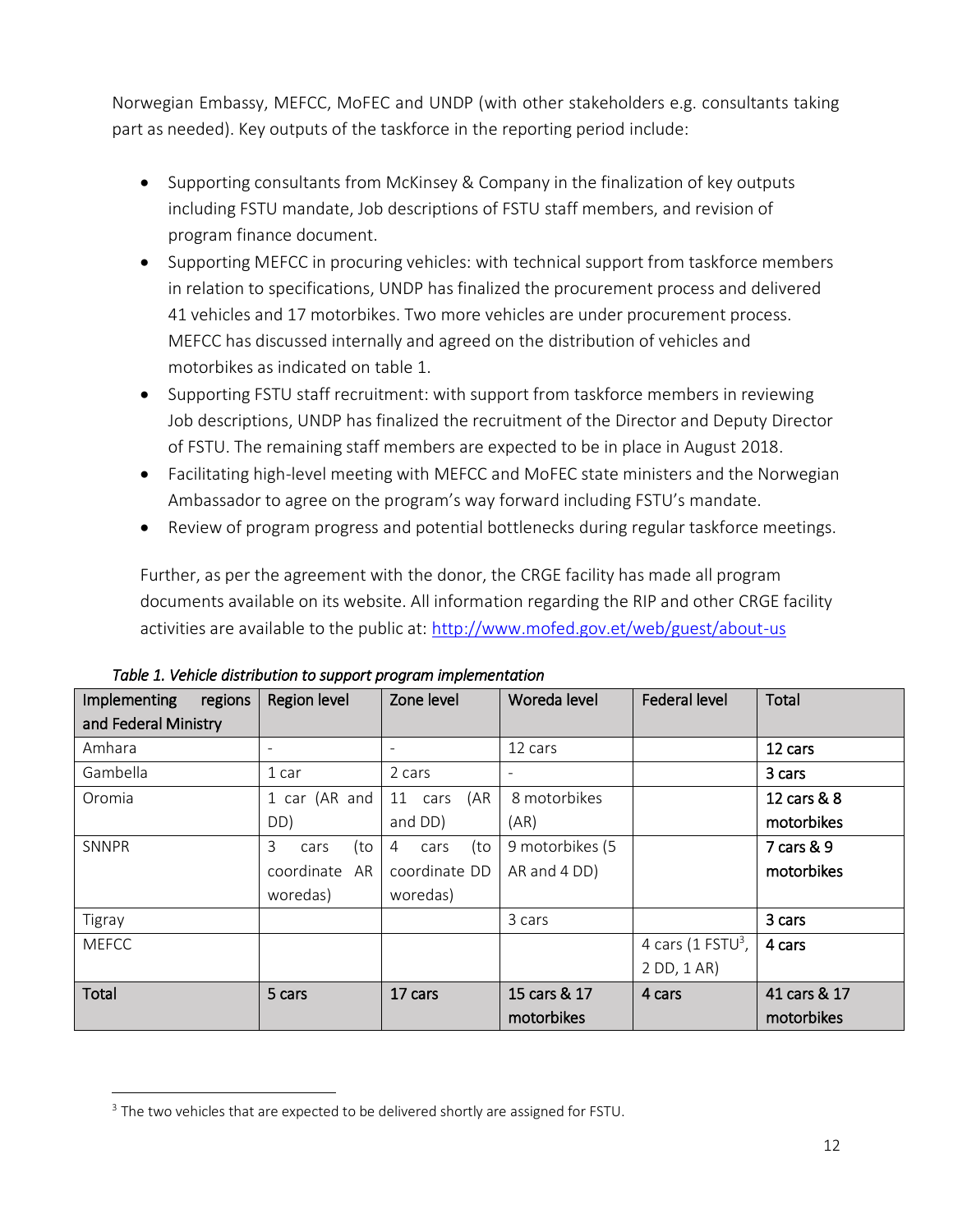Norwegian Embassy, MEFCC, MoFEC and UNDP (with other stakeholders e.g. consultants taking part as needed). Key outputs of the taskforce in the reporting period include:

- Supporting consultants from McKinsey & Company in the finalization of key outputs including FSTU mandate, Job descriptions of FSTU staff members, and revision of program finance document.
- Supporting MEFCC in procuring vehicles: with technical support from taskforce members in relation to specifications, UNDP has finalized the procurement process and delivered 41 vehicles and 17 motorbikes. Two more vehicles are under procurement process. MEFCC has discussed internally and agreed on the distribution of vehicles and motorbikes as indicated on table 1.
- Supporting FSTU staff recruitment: with support from taskforce members in reviewing Job descriptions, UNDP has finalized the recruitment of the Director and Deputy Director of FSTU. The remaining staff members are expected to be in place in August 2018.
- Facilitating high-level meeting with MEFCC and MoFEC state ministers and the Norwegian Ambassador to agree on the program's way forward including FSTU's mandate.
- Review of program progress and potential bottlenecks during regular taskforce meetings.

Further, as per the agreement with the donor, the CRGE facility has made all program documents available on its website. All information regarding the RIP and other CRGE facility activities are available to the public at: http://www.mofed.gov.et/web/guest/about-us

*Table 1. Vehicle distribution to support program implementation*

| Implementing regions and Federal Ministry | Region level | Zone level | Woreda level | Federal level | Total |
|---|---|---|---|---|---|
| Amhara | - | - | 12 cars | | 12 cars |
| Gambella | 1 car | 2 cars | - | | 3 cars |
| Oromia | 1 car (AR and DD) | 11 cars (AR and DD) | 8 motorbikes (AR) | | 12 cars & 8 motorbikes |
| SNNPR | 3 cars (to coordinate AR woredas) | 4 cars (to coordinate DD woredas) | 9 motorbikes (5 AR and 4 DD) | | 7 cars & 9 motorbikes |
| Tigray | | | 3 cars | | 3 cars |
| MEFCC | | | | 4 cars (1 FSTU[3], 2 DD, 1 AR) | 4 cars |
| Total | 5 cars | 17 cars | 15 cars & 17 motorbikes | 4 cars | 41 cars & 17 motorbikes |

[3] The two vehicles that are expected to be delivered shortly are assigned for FSTU.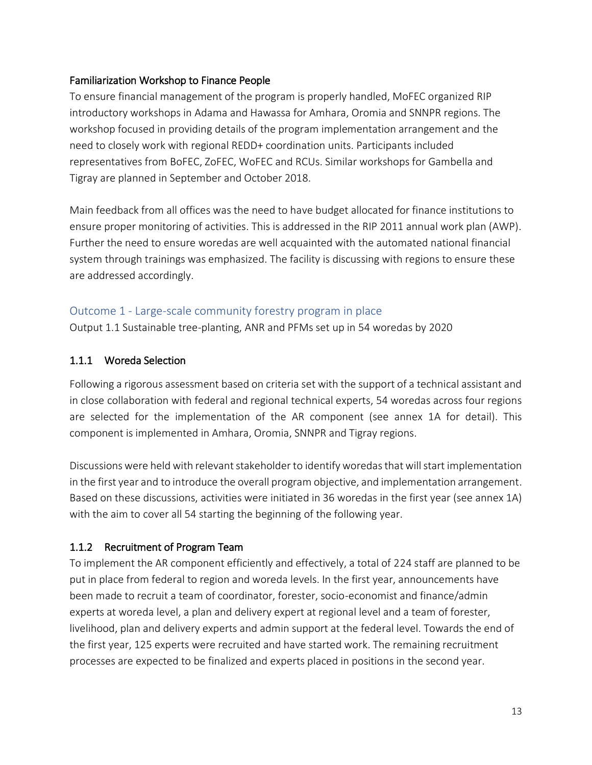### Familiarization Workshop to Finance People

To ensure financial management of the program is properly handled, MoFEC organized RIP introductory workshops in Adama and Hawassa for Amhara, Oromia and SNNPR regions. The workshop focused in providing details of the program implementation arrangement and the need to closely work with regional REDD+ coordination units. Participants included representatives from BoFEC, ZoFEC, WoFEC and RCUs. Similar workshops for Gambella and Tigray are planned in September and October 2018.

Main feedback from all offices was the need to have budget allocated for finance institutions to ensure proper monitoring of activities. This is addressed in the RIP 2011 annual work plan (AWP). Further the need to ensure woredas are well acquainted with the automated national financial system through trainings was emphasized. The facility is discussing with regions to ensure these are addressed accordingly.

## Outcome 1 - Large-scale community forestry program in place

Output 1.1 Sustainable tree-planting, ANR and PFMs set up in 54 woredas by 2020

### 1.1.1 Woreda Selection

Following a rigorous assessment based on criteria set with the support of a technical assistant and in close collaboration with federal and regional technical experts, 54 woredas across four regions are selected for the implementation of the AR component (see annex 1A for detail). This component is implemented in Amhara, Oromia, SNNPR and Tigray regions.

Discussions were held with relevant stakeholder to identify woredas that will start implementation in the first year and to introduce the overall program objective, and implementation arrangement. Based on these discussions, activities were initiated in 36 woredas in the first year (see annex 1A) with the aim to cover all 54 starting the beginning of the following year.

### 1.1.2 Recruitment of Program Team

To implement the AR component efficiently and effectively, a total of 224 staff are planned to be put in place from federal to region and woreda levels. In the first year, announcements have been made to recruit a team of coordinator, forester, socio-economist and finance/admin experts at woreda level, a plan and delivery expert at regional level and a team of forester, livelihood, plan and delivery experts and admin support at the federal level. Towards the end of the first year, 125 experts were recruited and have started work. The remaining recruitment processes are expected to be finalized and experts placed in positions in the second year.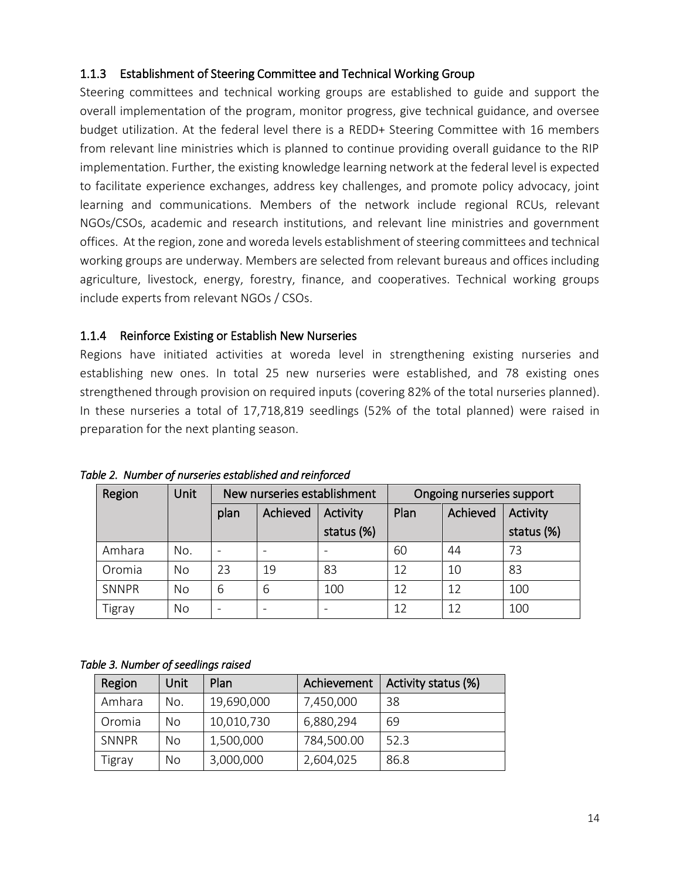### 1.1.3 Establishment of Steering Committee and Technical Working Group

Steering committees and technical working groups are established to guide and support the overall implementation of the program, monitor progress, give technical guidance, and oversee budget utilization. At the federal level there is a REDD+ Steering Committee with 16 members from relevant line ministries which is planned to continue providing overall guidance to the RIP implementation. Further, the existing knowledge learning network at the federal level is expected to facilitate experience exchanges, address key challenges, and promote policy advocacy, joint learning and communications. Members of the network include regional RCUs, relevant NGOs/CSOs, academic and research institutions, and relevant line ministries and government offices. At the region, zone and woreda levels establishment of steering committees and technical working groups are underway. Members are selected from relevant bureaus and offices including agriculture, livestock, energy, forestry, finance, and cooperatives. Technical working groups include experts from relevant NGOs / CSOs.

### 1.1.4 Reinforce Existing or Establish New Nurseries

Regions have initiated activities at woreda level in strengthening existing nurseries and establishing new ones. In total 25 new nurseries were established, and 78 existing ones strengthened through provision on required inputs (covering 82% of the total nurseries planned). In these nurseries a total of 17,718,819 seedlings (52% of the total planned) were raised in preparation for the next planting season.

*Table 2. Number of nurseries established and reinforced*

| Region | Unit | New nurseries establishment | | | Ongoing nurseries support | | |
|---|---|---|---|---|---|---|---|
| | | plan | Achieved | Activity status (%) | Plan | Achieved | Activity status (%) |
| Amhara | No. | - | - | - | 60 | 44 | 73 |
| Oromia | No | 23 | 19 | 83 | 12 | 10 | 83 |
| SNNPR | No | 6 | 6 | 100 | 12 | 12 | 100 |
| Tigray | No | - | - | - | 12 | 12 | 100 |

*Table 3. Number of seedlings raised*

| Region | Unit | Plan | Achievement | Activity status (%) |
|---|---|---|---|---|
| Amhara | No. | 19,690,000 | 7,450,000 | 38 |
| Oromia | No | 10,010,730 | 6,880,294 | 69 |
| SNNPR | No | 1,500,000 | 784,500.00 | 52.3 |
| Tigray | No | 3,000,000 | 2,604,025 | 86.8 |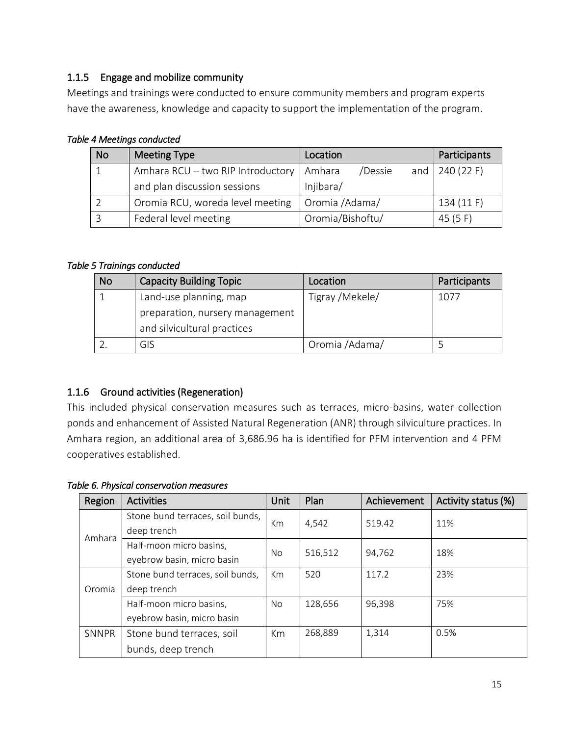### 1.1.5 Engage and mobilize community

Meetings and trainings were conducted to ensure community members and program experts have the awareness, knowledge and capacity to support the implementation of the program.

*Table 4 Meetings conducted*

| No | Meeting Type | Location | Participants |
|---|---|---|---|
| 1 | Amhara RCU – two RIP Introductory and plan discussion sessions | Amhara /Dessie and Injibara/ | 240 (22 F) |
| 2 | Oromia RCU, woreda level meeting | Oromia /Adama/ | 134 (11 F) |
| 3 | Federal level meeting | Oromia/Bishoftu/ | 45 (5 F) |

*Table 5 Trainings conducted*

| No | Capacity Building Topic | Location | Participants |
|---|---|---|---|
| 1 | Land-use planning, map preparation, nursery management and silvicultural practices | Tigray /Mekele/ | 1077 |
| 2. | GIS | Oromia /Adama/ | 5 |

### 1.1.6 Ground activities (Regeneration)

This included physical conservation measures such as terraces, micro-basins, water collection ponds and enhancement of Assisted Natural Regeneration (ANR) through silviculture practices. In Amhara region, an additional area of 3,686.96 ha is identified for PFM intervention and 4 PFM cooperatives established.

*Table 6. Physical conservation measures*

| Region | Activities | Unit | Plan | Achievement | Activity status (%) |
|---|---|---|---|---|---|
| Amhara | Stone bund terraces, soil bunds, deep trench | Km | 4,542 | 519.42 | 11% |
| | Half-moon micro basins, eyebrow basin, micro basin | No | 516,512 | 94,762 | 18% |
| Oromia | Stone bund terraces, soil bunds, deep trench | Km | 520 | 117.2 | 23% |
| | Half-moon micro basins, eyebrow basin, micro basin | No | 128,656 | 96,398 | 75% |
| SNNPR | Stone bund terraces, soil bunds, deep trench | Km | 268,889 | 1,314 | 0.5% |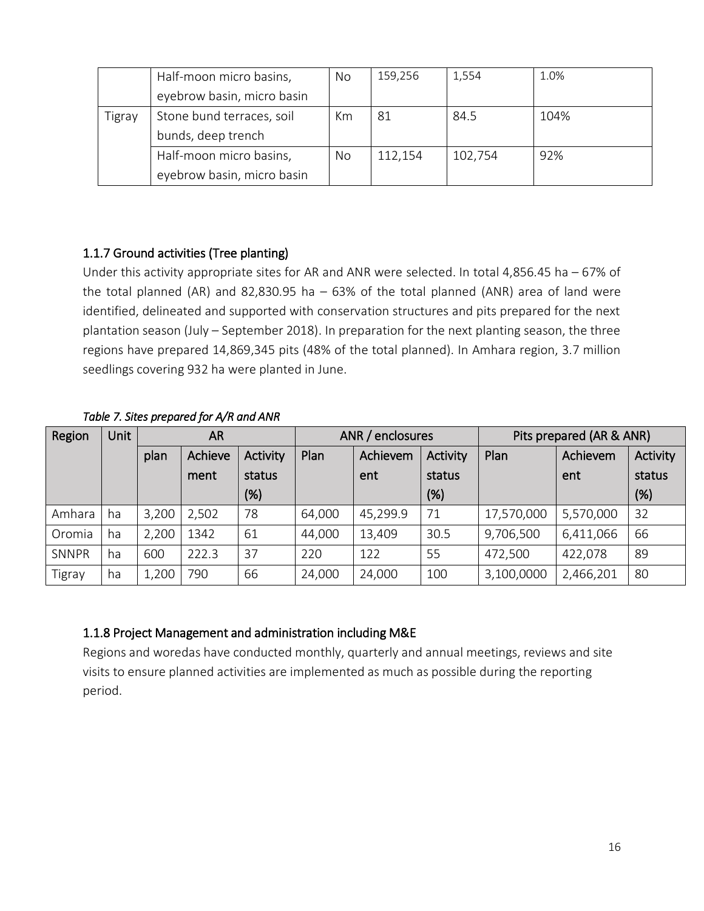| | Half-moon micro basins, eyebrow basin, micro basin | No | 159,256 | 1,554 | 1.0% |
|---|---|---|---|---|---|
| Tigray | Stone bund terraces, soil bunds, deep trench | Km | 81 | 84.5 | 104% |
| | Half-moon micro basins, eyebrow basin, micro basin | No | 112,154 | 102,754 | 92% |

### 1.1.7 Ground activities (Tree planting)

Under this activity appropriate sites for AR and ANR were selected. In total 4,856.45 ha – 67% of the total planned (AR) and 82,830.95 ha – 63% of the total planned (ANR) area of land were identified, delineated and supported with conservation structures and pits prepared for the next plantation season (July – September 2018). In preparation for the next planting season, the three regions have prepared 14,869,345 pits (48% of the total planned). In Amhara region, 3.7 million seedlings covering 932 ha were planted in June.

*Table 7. Sites prepared for A/R and ANR*

| Region | Unit | AR | | | ANR / enclosures | | | Pits prepared (AR & ANR) | | |
|---|---|---|---|---|---|---|---|---|---|---|
| | | plan | Achievement | Activity status (%) | Plan | Achievement | Activity status (%) | Plan | Achievement | Activity status (%) |
| Amhara | ha | 3,200 | 2,502 | 78 | 64,000 | 45,299.9 | 71 | 17,570,000 | 5,570,000 | 32 |
| Oromia | ha | 2,200 | 1342 | 61 | 44,000 | 13,409 | 30.5 | 9,706,500 | 6,411,066 | 66 |
| SNNPR | ha | 600 | 222.3 | 37 | 220 | 122 | 55 | 472,500 | 422,078 | 89 |
| Tigray | ha | 1,200 | 790 | 66 | 24,000 | 24,000 | 100 | 3,100,0000 | 2,466,201 | 80 |

### 1.1.8 Project Management and administration including M&E

Regions and woredas have conducted monthly, quarterly and annual meetings, reviews and site visits to ensure planned activities are implemented as much as possible during the reporting period.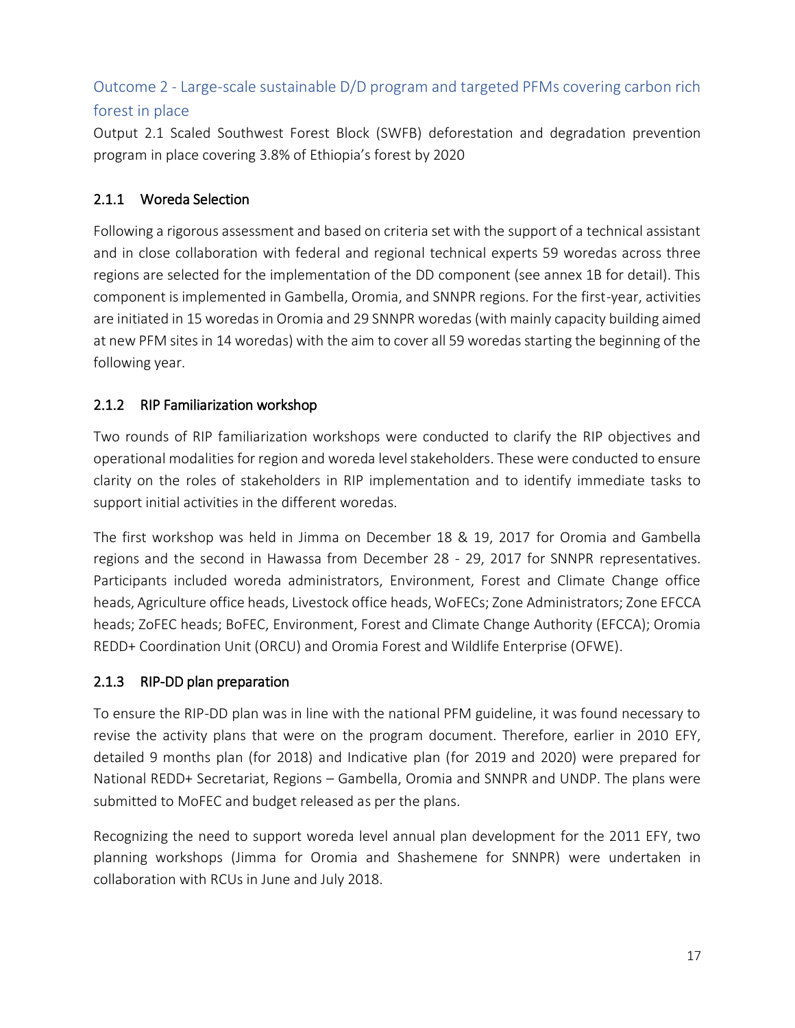## Outcome 2 - Large-scale sustainable D/D program and targeted PFMs covering carbon rich forest in place

Output 2.1 Scaled Southwest Forest Block (SWFB) deforestation and degradation prevention program in place covering 3.8% of Ethiopia's forest by 2020

### 2.1.1 Woreda Selection

Following a rigorous assessment and based on criteria set with the support of a technical assistant and in close collaboration with federal and regional technical experts 59 woredas across three regions are selected for the implementation of the DD component (see annex 1B for detail). This component is implemented in Gambella, Oromia, and SNNPR regions. For the first-year, activities are initiated in 15 woredas in Oromia and 29 SNNPR woredas (with mainly capacity building aimed at new PFM sites in 14 woredas) with the aim to cover all 59 woredas starting the beginning of the following year.

### 2.1.2 RIP Familiarization workshop

Two rounds of RIP familiarization workshops were conducted to clarify the RIP objectives and operational modalities for region and woreda level stakeholders. These were conducted to ensure clarity on the roles of stakeholders in RIP implementation and to identify immediate tasks to support initial activities in the different woredas.

The first workshop was held in Jimma on December 18 & 19, 2017 for Oromia and Gambella regions and the second in Hawassa from December 28 - 29, 2017 for SNNPR representatives. Participants included woreda administrators, Environment, Forest and Climate Change office heads, Agriculture office heads, Livestock office heads, WoFECs; Zone Administrators; Zone EFCCA heads; ZoFEC heads; BoFEC, Environment, Forest and Climate Change Authority (EFCCA); Oromia REDD+ Coordination Unit (ORCU) and Oromia Forest and Wildlife Enterprise (OFWE).

### 2.1.3 RIP-DD plan preparation

To ensure the RIP-DD plan was in line with the national PFM guideline, it was found necessary to revise the activity plans that were on the program document. Therefore, earlier in 2010 EFY, detailed 9 months plan (for 2018) and Indicative plan (for 2019 and 2020) were prepared for National REDD+ Secretariat, Regions – Gambella, Oromia and SNNPR and UNDP. The plans were submitted to MoFEC and budget released as per the plans.

Recognizing the need to support woreda level annual plan development for the 2011 EFY, two planning workshops (Jimma for Oromia and Shashemene for SNNPR) were undertaken in collaboration with RCUs in June and July 2018.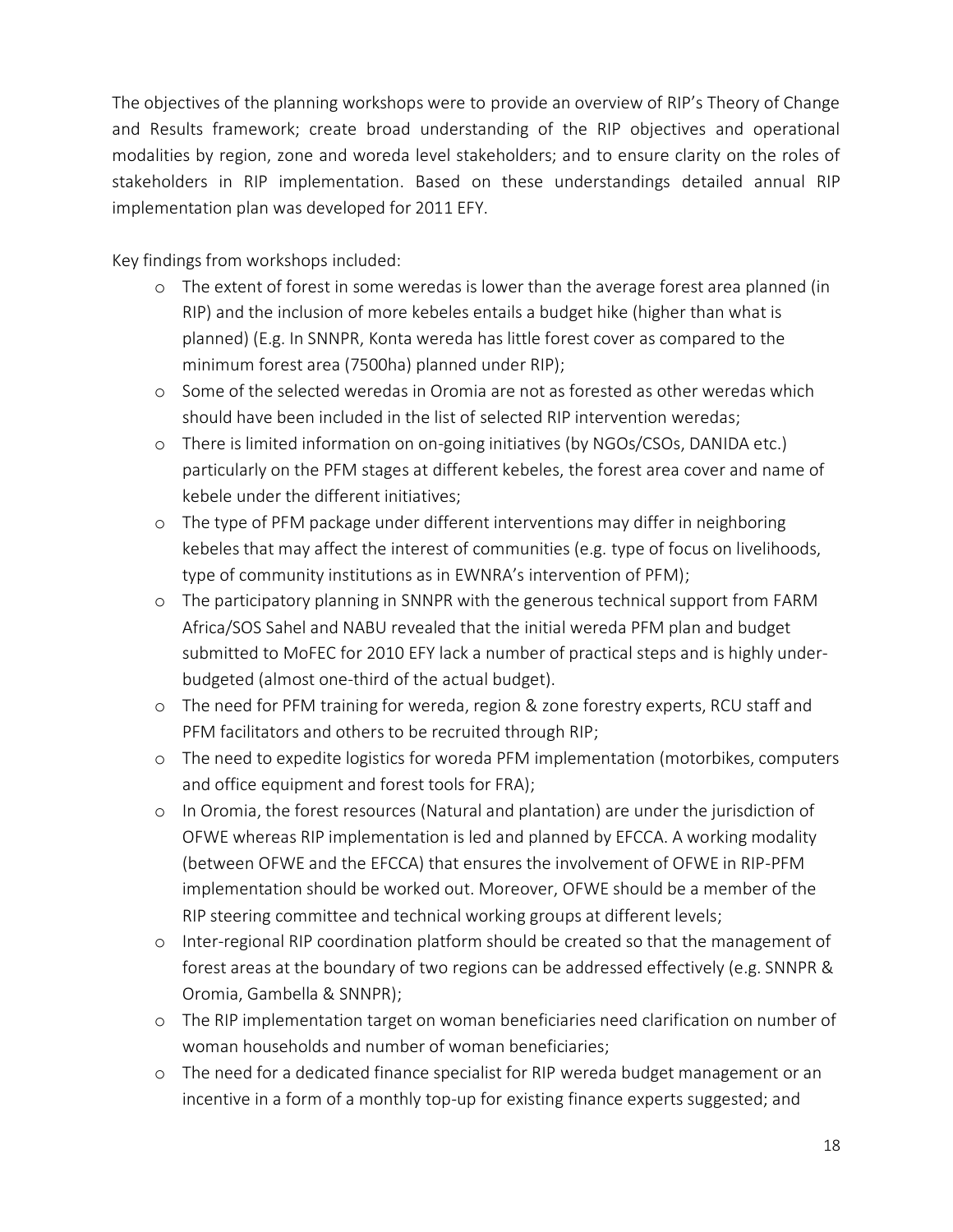The objectives of the planning workshops were to provide an overview of RIP's Theory of Change and Results framework; create broad understanding of the RIP objectives and operational modalities by region, zone and woreda level stakeholders; and to ensure clarity on the roles of stakeholders in RIP implementation. Based on these understandings detailed annual RIP implementation plan was developed for 2011 EFY.

Key findings from workshops included:

- The extent of forest in some weredas is lower than the average forest area planned (in RIP) and the inclusion of more kebeles entails a budget hike (higher than what is planned) (E.g. In SNNPR, Konta wereda has little forest cover as compared to the minimum forest area (7500ha) planned under RIP);
- Some of the selected weredas in Oromia are not as forested as other weredas which should have been included in the list of selected RIP intervention weredas;
- There is limited information on on-going initiatives (by NGOs/CSOs, DANIDA etc.) particularly on the PFM stages at different kebeles, the forest area cover and name of kebele under the different initiatives;
- The type of PFM package under different interventions may differ in neighboring kebeles that may affect the interest of communities (e.g. type of focus on livelihoods, type of community institutions as in EWNRA's intervention of PFM);
- The participatory planning in SNNPR with the generous technical support from FARM Africa/SOS Sahel and NABU revealed that the initial wereda PFM plan and budget submitted to MoFEC for 2010 EFY lack a number of practical steps and is highly under-budgeted (almost one-third of the actual budget).
- The need for PFM training for wereda, region & zone forestry experts, RCU staff and PFM facilitators and others to be recruited through RIP;
- The need to expedite logistics for woreda PFM implementation (motorbikes, computers and office equipment and forest tools for FRA);
- In Oromia, the forest resources (Natural and plantation) are under the jurisdiction of OFWE whereas RIP implementation is led and planned by EFCCA. A working modality (between OFWE and the EFCCA) that ensures the involvement of OFWE in RIP-PFM implementation should be worked out. Moreover, OFWE should be a member of the RIP steering committee and technical working groups at different levels;
- Inter-regional RIP coordination platform should be created so that the management of forest areas at the boundary of two regions can be addressed effectively (e.g. SNNPR & Oromia, Gambella & SNNPR);
- The RIP implementation target on woman beneficiaries need clarification on number of woman households and number of woman beneficiaries;
- The need for a dedicated finance specialist for RIP wereda budget management or an incentive in a form of a monthly top-up for existing finance experts suggested; and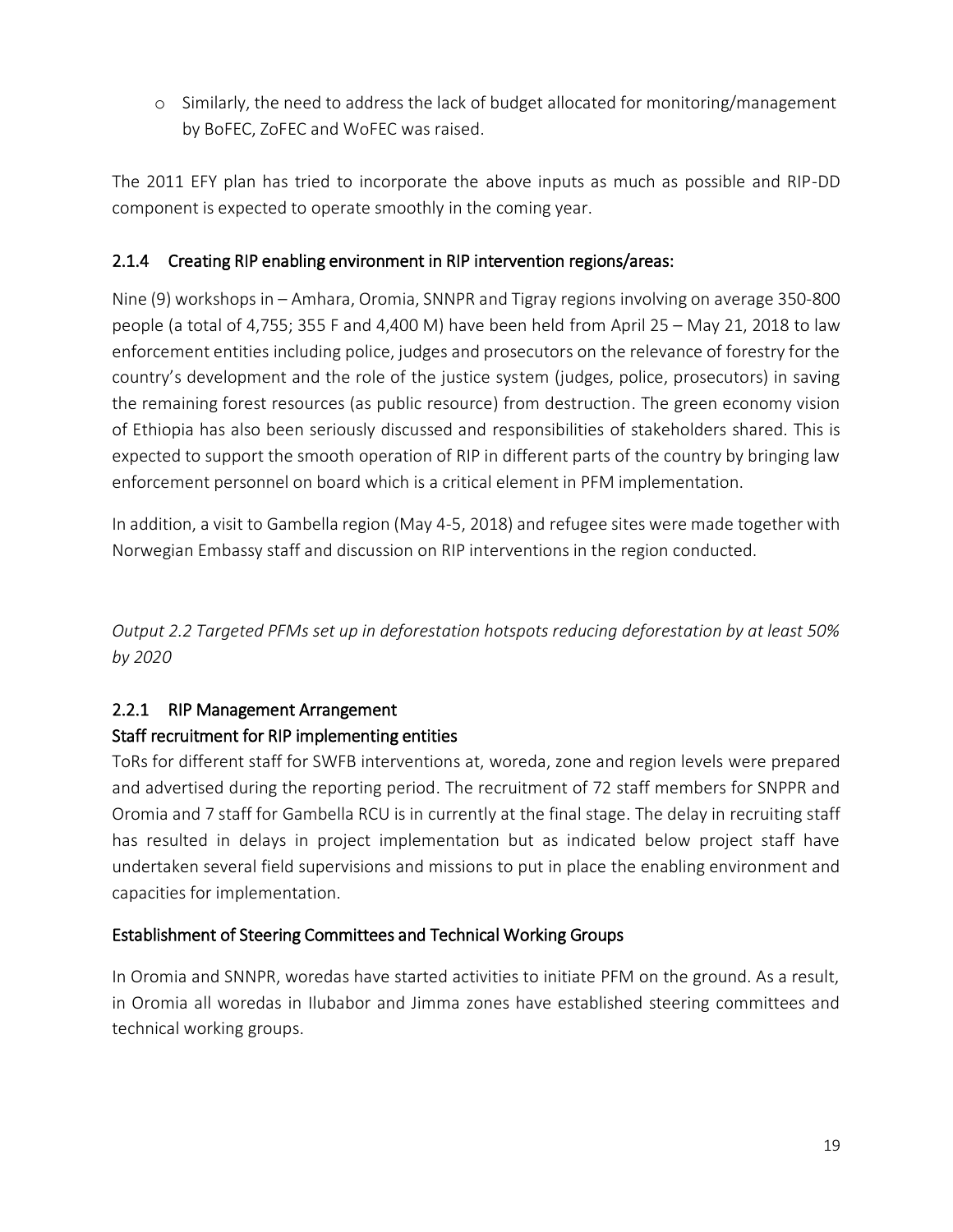- Similarly, the need to address the lack of budget allocated for monitoring/management by BoFEC, ZoFEC and WoFEC was raised.

The 2011 EFY plan has tried to incorporate the above inputs as much as possible and RIP-DD component is expected to operate smoothly in the coming year.

### 2.1.4 Creating RIP enabling environment in RIP intervention regions/areas:

Nine (9) workshops in – Amhara, Oromia, SNNPR and Tigray regions involving on average 350-800 people (a total of 4,755; 355 F and 4,400 M) have been held from April 25 – May 21, 2018 to law enforcement entities including police, judges and prosecutors on the relevance of forestry for the country's development and the role of the justice system (judges, police, prosecutors) in saving the remaining forest resources (as public resource) from destruction. The green economy vision of Ethiopia has also been seriously discussed and responsibilities of stakeholders shared. This is expected to support the smooth operation of RIP in different parts of the country by bringing law enforcement personnel on board which is a critical element in PFM implementation.

In addition, a visit to Gambella region (May 4-5, 2018) and refugee sites were made together with Norwegian Embassy staff and discussion on RIP interventions in the region conducted.

*Output 2.2 Targeted PFMs set up in deforestation hotspots reducing deforestation by at least 50% by 2020*

### 2.2.1 RIP Management Arrangement

#### Staff recruitment for RIP implementing entities

ToRs for different staff for SWFB interventions at, woreda, zone and region levels were prepared and advertised during the reporting period. The recruitment of 72 staff members for SNPPR and Oromia and 7 staff for Gambella RCU is in currently at the final stage. The delay in recruiting staff has resulted in delays in project implementation but as indicated below project staff have undertaken several field supervisions and missions to put in place the enabling environment and capacities for implementation.

#### Establishment of Steering Committees and Technical Working Groups

In Oromia and SNNPR, woredas have started activities to initiate PFM on the ground. As a result, in Oromia all woredas in Ilubabor and Jimma zones have established steering committees and technical working groups.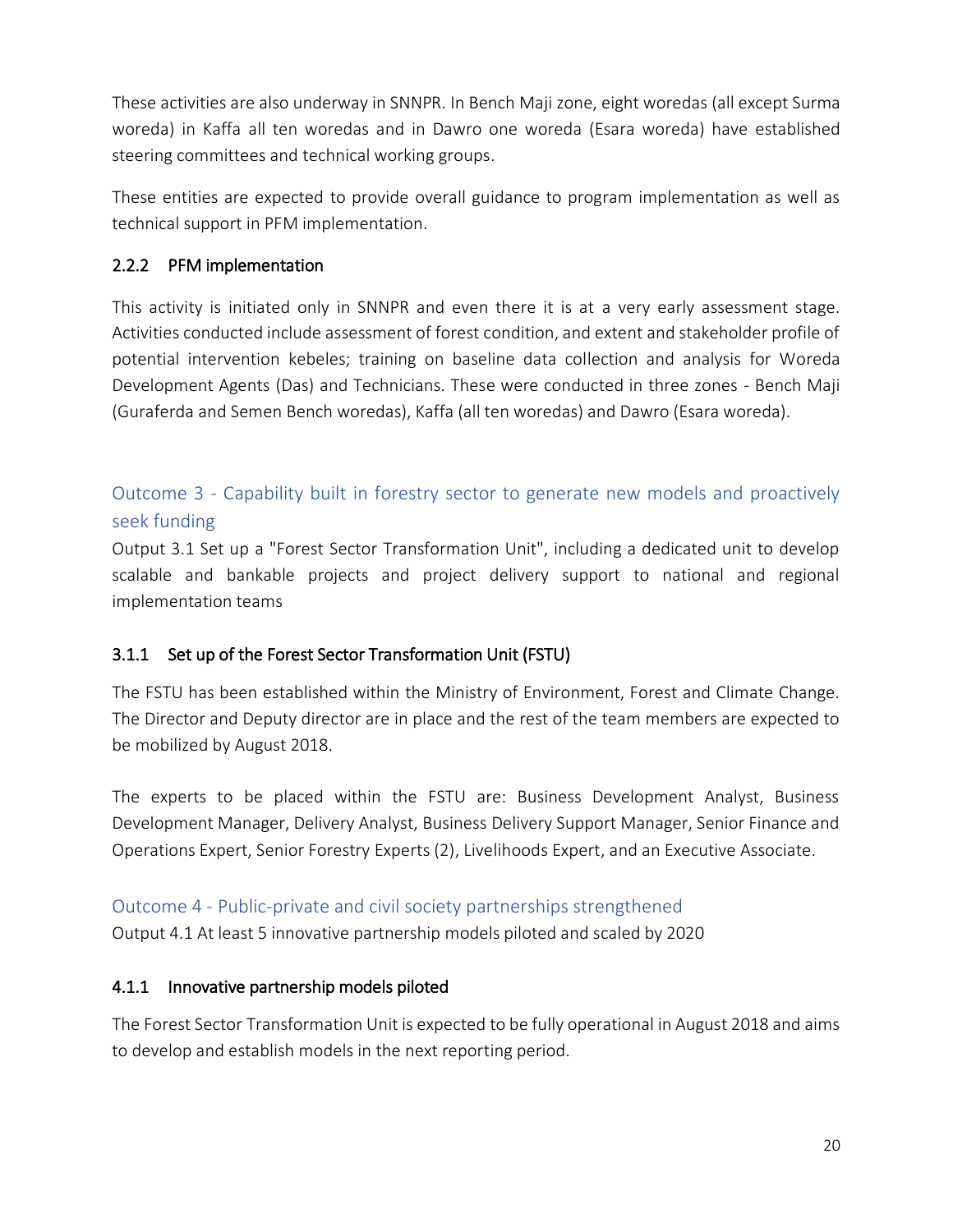These activities are also underway in SNNPR. In Bench Maji zone, eight woredas (all except Surma woreda) in Kaffa all ten woredas and in Dawro one woreda (Esara woreda) have established steering committees and technical working groups.

These entities are expected to provide overall guidance to program implementation as well as technical support in PFM implementation.

### 2.2.2 PFM implementation

This activity is initiated only in SNNPR and even there it is at a very early assessment stage. Activities conducted include assessment of forest condition, and extent and stakeholder profile of potential intervention kebeles; training on baseline data collection and analysis for Woreda Development Agents (Das) and Technicians. These were conducted in three zones - Bench Maji (Guraferda and Semen Bench woredas), Kaffa (all ten woredas) and Dawro (Esara woreda).

## Outcome 3 - Capability built in forestry sector to generate new models and proactively seek funding

Output 3.1 Set up a "Forest Sector Transformation Unit", including a dedicated unit to develop scalable and bankable projects and project delivery support to national and regional implementation teams

### 3.1.1 Set up of the Forest Sector Transformation Unit (FSTU)

The FSTU has been established within the Ministry of Environment, Forest and Climate Change. The Director and Deputy director are in place and the rest of the team members are expected to be mobilized by August 2018.

The experts to be placed within the FSTU are: Business Development Analyst, Business Development Manager, Delivery Analyst, Business Delivery Support Manager, Senior Finance and Operations Expert, Senior Forestry Experts (2), Livelihoods Expert, and an Executive Associate.

## Outcome 4 - Public-private and civil society partnerships strengthened

Output 4.1 At least 5 innovative partnership models piloted and scaled by 2020

### 4.1.1 Innovative partnership models piloted

The Forest Sector Transformation Unit is expected to be fully operational in August 2018 and aims to develop and establish models in the next reporting period.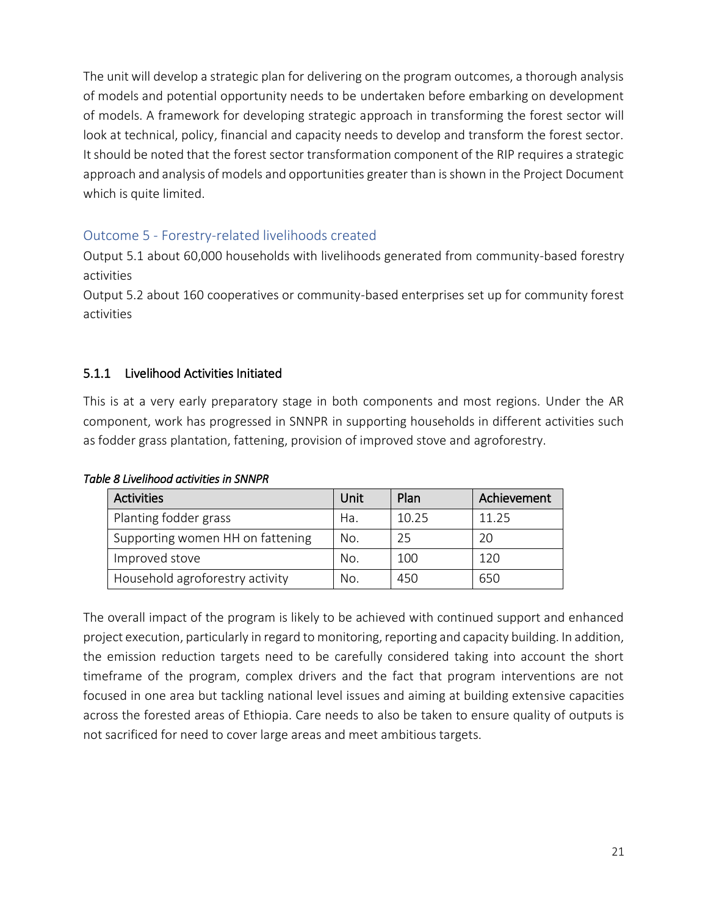The unit will develop a strategic plan for delivering on the program outcomes, a thorough analysis of models and potential opportunity needs to be undertaken before embarking on development of models. A framework for developing strategic approach in transforming the forest sector will look at technical, policy, financial and capacity needs to develop and transform the forest sector. It should be noted that the forest sector transformation component of the RIP requires a strategic approach and analysis of models and opportunities greater than is shown in the Project Document which is quite limited.

## Outcome 5 - Forestry-related livelihoods created

Output 5.1 about 60,000 households with livelihoods generated from community-based forestry activities

Output 5.2 about 160 cooperatives or community-based enterprises set up for community forest activities

### 5.1.1 Livelihood Activities Initiated

This is at a very early preparatory stage in both components and most regions. Under the AR component, work has progressed in SNNPR in supporting households in different activities such as fodder grass plantation, fattening, provision of improved stove and agroforestry.

*Table 8 Livelihood activities in SNNPR*

| Activities | Unit | Plan | Achievement |
|---|---|---|---|
| Planting fodder grass | Ha. | 10.25 | 11.25 |
| Supporting women HH on fattening | No. | 25 | 20 |
| Improved stove | No. | 100 | 120 |
| Household agroforestry activity | No. | 450 | 650 |

The overall impact of the program is likely to be achieved with continued support and enhanced project execution, particularly in regard to monitoring, reporting and capacity building. In addition, the emission reduction targets need to be carefully considered taking into account the short timeframe of the program, complex drivers and the fact that program interventions are not focused in one area but tackling national level issues and aiming at building extensive capacities across the forested areas of Ethiopia. Care needs to also be taken to ensure quality of outputs is not sacrificed for need to cover large areas and meet ambitious targets.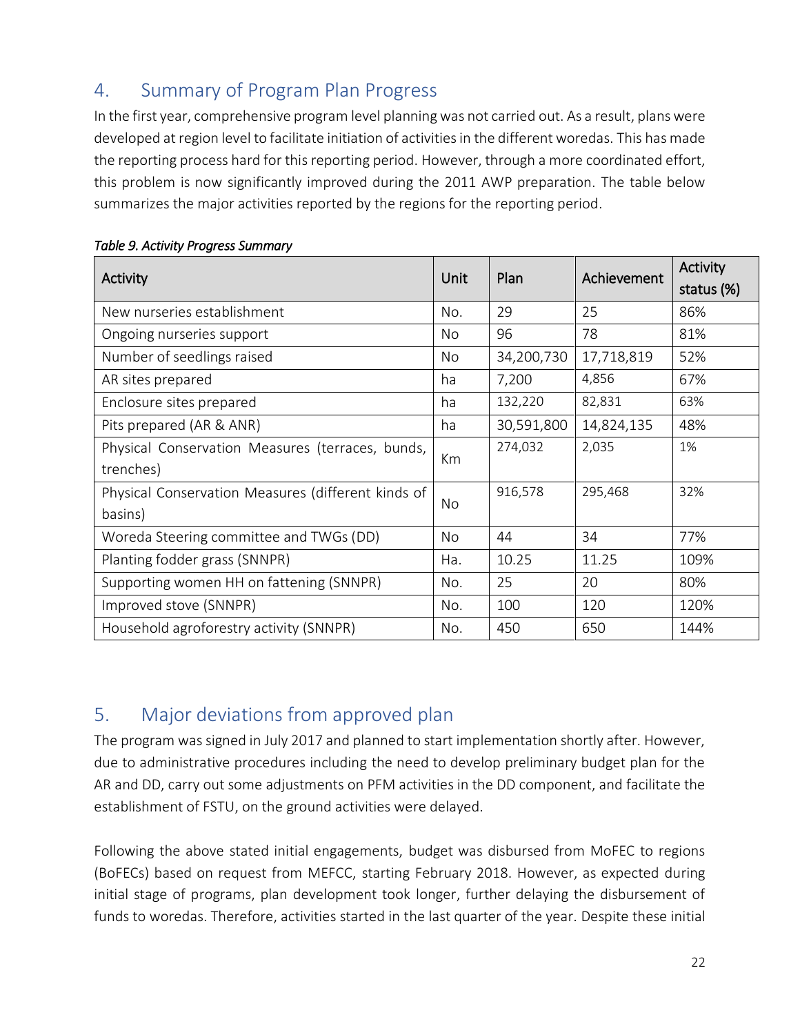## 4. Summary of Program Plan Progress

In the first year, comprehensive program level planning was not carried out. As a result, plans were developed at region level to facilitate initiation of activities in the different woredas. This has made the reporting process hard for this reporting period. However, through a more coordinated effort, this problem is now significantly improved during the 2011 AWP preparation. The table below summarizes the major activities reported by the regions for the reporting period.

*Table 9. Activity Progress Summary*

| Activity | Unit | Plan | Achievement | Activity status (%) |
|---|---|---|---|---|
| New nurseries establishment | No. | 29 | 25 | 86% |
| Ongoing nurseries support | No | 96 | 78 | 81% |
| Number of seedlings raised | No | 34,200,730 | 17,718,819 | 52% |
| AR sites prepared | ha | 7,200 | 4,856 | 67% |
| Enclosure sites prepared | ha | 132,220 | 82,831 | 63% |
| Pits prepared (AR & ANR) | ha | 30,591,800 | 14,824,135 | 48% |
| Physical Conservation Measures (terraces, bunds, trenches) | Km | 274,032 | 2,035 | 1% |
| Physical Conservation Measures (different kinds of basins) | No | 916,578 | 295,468 | 32% |
| Woreda Steering committee and TWGs (DD) | No | 44 | 34 | 77% |
| Planting fodder grass (SNNPR) | Ha. | 10.25 | 11.25 | 109% |
| Supporting women HH on fattening (SNNPR) | No. | 25 | 20 | 80% |
| Improved stove (SNNPR) | No. | 100 | 120 | 120% |
| Household agroforestry activity (SNNPR) | No. | 450 | 650 | 144% |

## 5. Major deviations from approved plan

The program was signed in July 2017 and planned to start implementation shortly after. However, due to administrative procedures including the need to develop preliminary budget plan for the AR and DD, carry out some adjustments on PFM activities in the DD component, and facilitate the establishment of FSTU, on the ground activities were delayed.

Following the above stated initial engagements, budget was disbursed from MoFEC to regions (BoFECs) based on request from MEFCC, starting February 2018. However, as expected during initial stage of programs, plan development took longer, further delaying the disbursement of funds to woredas. Therefore, activities started in the last quarter of the year. Despite these initial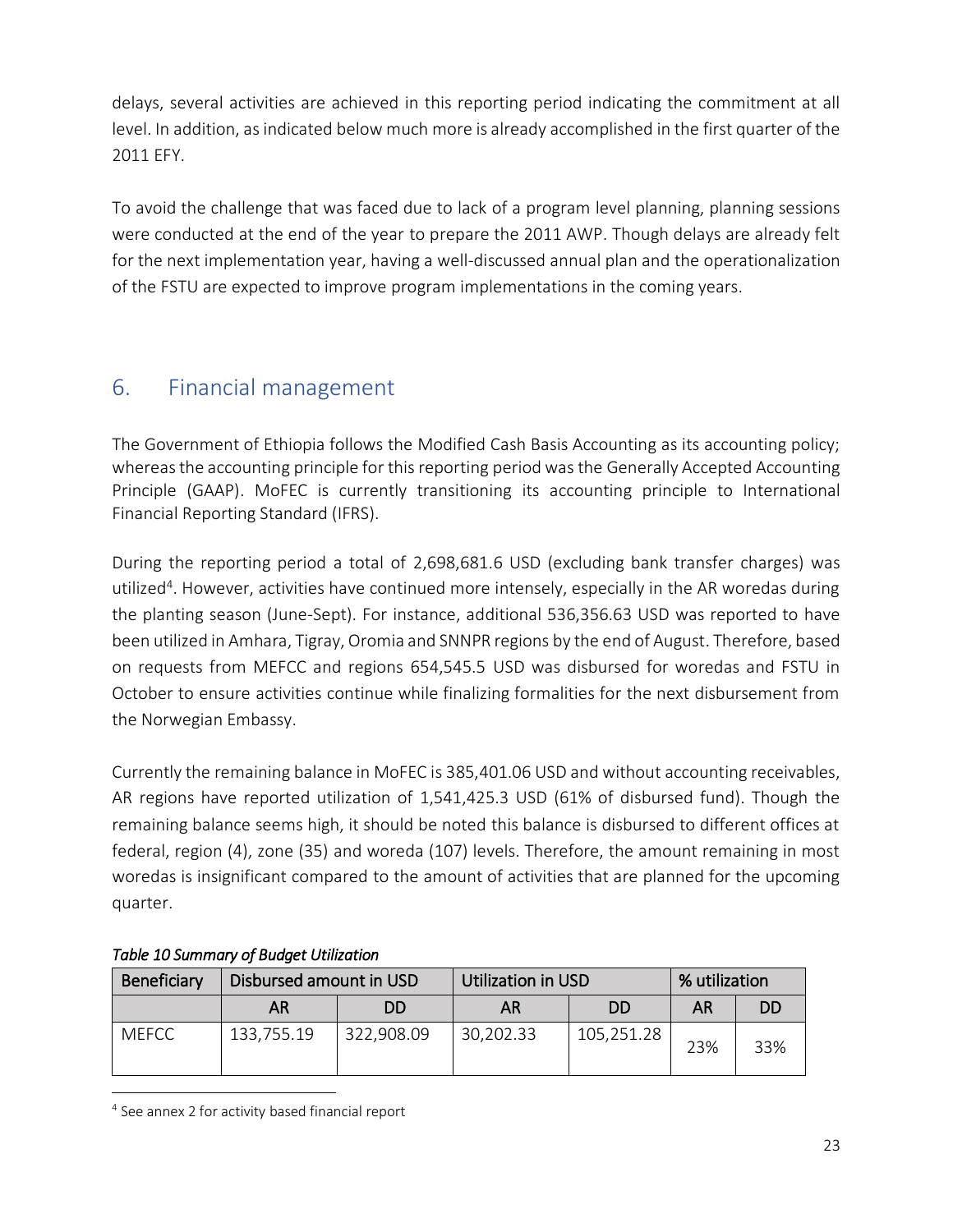delays, several activities are achieved in this reporting period indicating the commitment at all level. In addition, as indicated below much more is already accomplished in the first quarter of the 2011 EFY.

To avoid the challenge that was faced due to lack of a program level planning, planning sessions were conducted at the end of the year to prepare the 2011 AWP. Though delays are already felt for the next implementation year, having a well-discussed annual plan and the operationalization of the FSTU are expected to improve program implementations in the coming years.

## 6. Financial management

The Government of Ethiopia follows the Modified Cash Basis Accounting as its accounting policy; whereas the accounting principle for this reporting period was the Generally Accepted Accounting Principle (GAAP). MoFEC is currently transitioning its accounting principle to International Financial Reporting Standard (IFRS).

During the reporting period a total of 2,698,681.6 USD (excluding bank transfer charges) was utilized[4]. However, activities have continued more intensely, especially in the AR woredas during the planting season (June-Sept). For instance, additional 536,356.63 USD was reported to have been utilized in Amhara, Tigray, Oromia and SNNPR regions by the end of August. Therefore, based on requests from MEFCC and regions 654,545.5 USD was disbursed for woredas and FSTU in October to ensure activities continue while finalizing formalities for the next disbursement from the Norwegian Embassy.

Currently the remaining balance in MoFEC is 385,401.06 USD and without accounting receivables, AR regions have reported utilization of 1,541,425.3 USD (61% of disbursed fund). Though the remaining balance seems high, it should be noted this balance is disbursed to different offices at federal, region (4), zone (35) and woreda (107) levels. Therefore, the amount remaining in most woredas is insignificant compared to the amount of activities that are planned for the upcoming quarter.

*Table 10 Summary of Budget Utilization*

| Beneficiary | Disbursed amount in USD | | Utilization in USD | | % utilization | |
|---|---|---|---|---|---|---|
| | AR | DD | AR | DD | AR | DD |
| MEFCC | 133,755.19 | 322,908.09 | 30,202.33 | 105,251.28 | 23% | 33% |

[4] See annex 2 for activity based financial report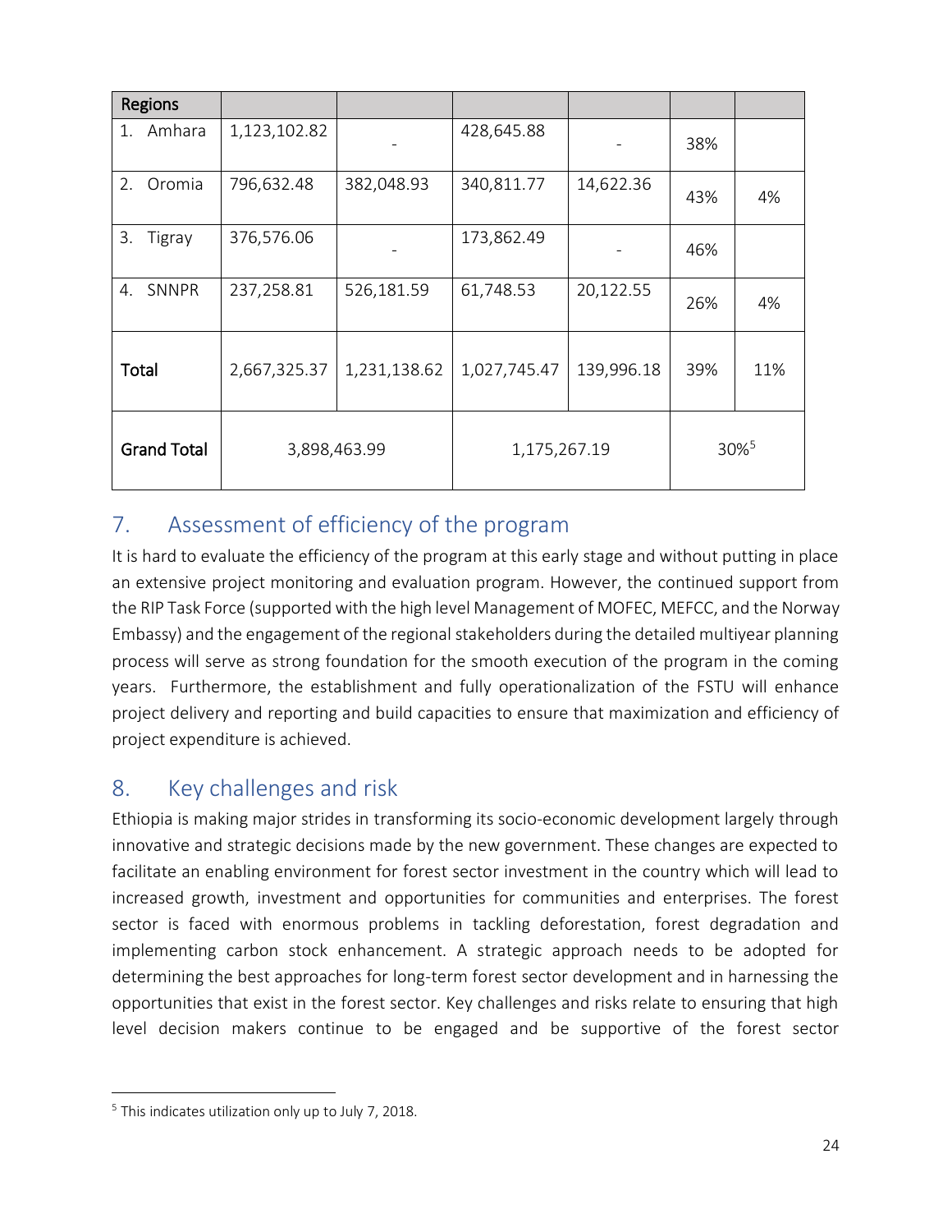| Regions | | | | | | |
|---|---|---|---|---|---|---|
| 1. Amhara | 1,123,102.82 | - | 428,645.88 | - | 38% | |
| 2. Oromia | 796,632.48 | 382,048.93 | 340,811.77 | 14,622.36 | 43% | 4% |
| 3. Tigray | 376,576.06 | - | 173,862.49 | - | 46% | |
| 4. SNNPR | 237,258.81 | 526,181.59 | 61,748.53 | 20,122.55 | 26% | 4% |
| **Total** | 2,667,325.37 | 1,231,138.62 | 1,027,745.47 | 139,996.18 | 39% | 11% |
| **Grand Total** | 3,898,463.99 | | 1,175,267.19 | | 30%[5] | |

## 7. Assessment of efficiency of the program

It is hard to evaluate the efficiency of the program at this early stage and without putting in place an extensive project monitoring and evaluation program. However, the continued support from the RIP Task Force (supported with the high level Management of MOFEC, MEFCC, and the Norway Embassy) and the engagement of the regional stakeholders during the detailed multiyear planning process will serve as strong foundation for the smooth execution of the program in the coming years. Furthermore, the establishment and fully operationalization of the FSTU will enhance project delivery and reporting and build capacities to ensure that maximization and efficiency of project expenditure is achieved.

## 8. Key challenges and risk

Ethiopia is making major strides in transforming its socio-economic development largely through innovative and strategic decisions made by the new government. These changes are expected to facilitate an enabling environment for forest sector investment in the country which will lead to increased growth, investment and opportunities for communities and enterprises. The forest sector is faced with enormous problems in tackling deforestation, forest degradation and implementing carbon stock enhancement. A strategic approach needs to be adopted for determining the best approaches for long-term forest sector development and in harnessing the opportunities that exist in the forest sector. Key challenges and risks relate to ensuring that high level decision makers continue to be engaged and be supportive of the forest sector

[5] This indicates utilization only up to July 7, 2018.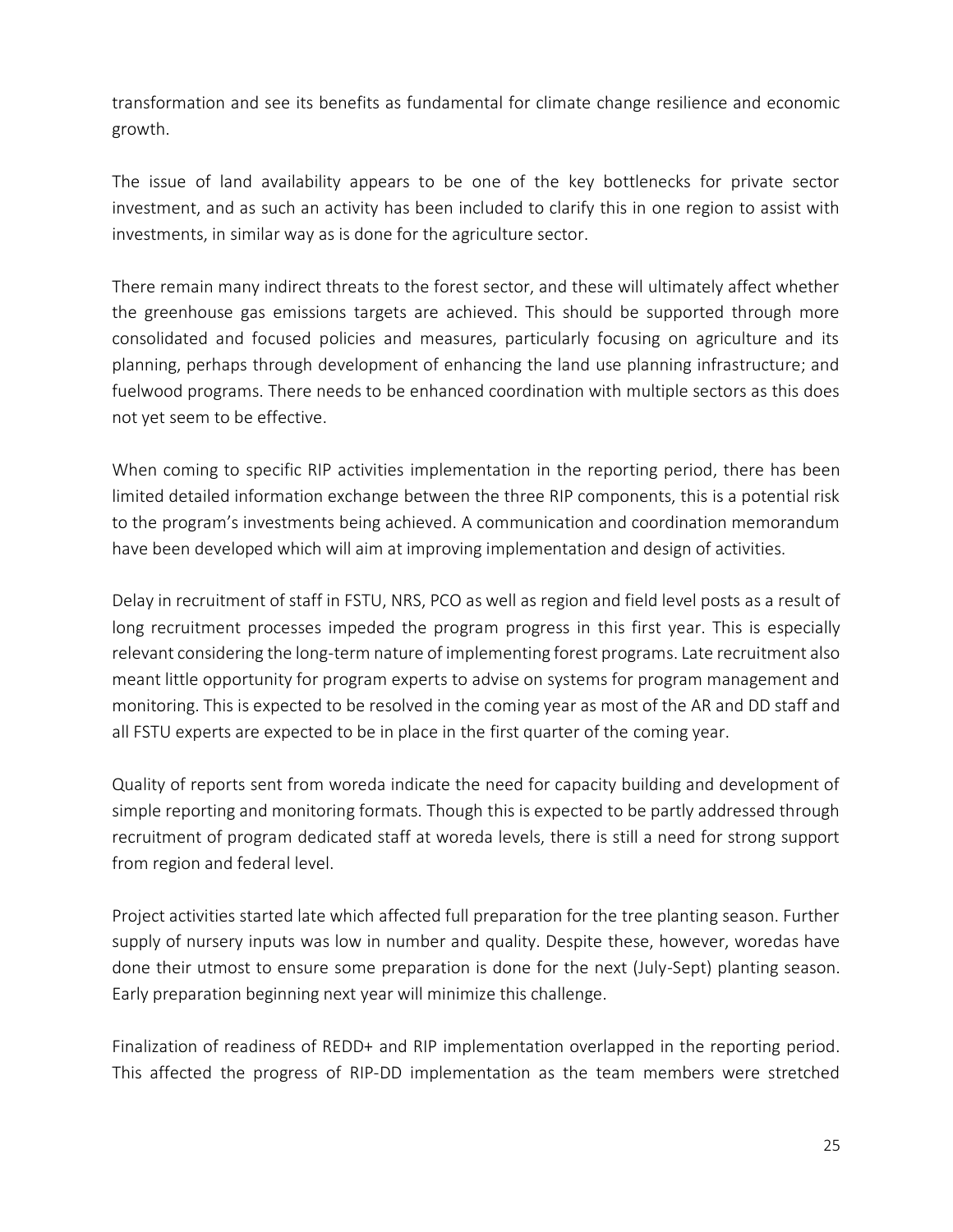transformation and see its benefits as fundamental for climate change resilience and economic growth.

The issue of land availability appears to be one of the key bottlenecks for private sector investment, and as such an activity has been included to clarify this in one region to assist with investments, in similar way as is done for the agriculture sector.

There remain many indirect threats to the forest sector, and these will ultimately affect whether the greenhouse gas emissions targets are achieved. This should be supported through more consolidated and focused policies and measures, particularly focusing on agriculture and its planning, perhaps through development of enhancing the land use planning infrastructure; and fuelwood programs. There needs to be enhanced coordination with multiple sectors as this does not yet seem to be effective.

When coming to specific RIP activities implementation in the reporting period, there has been limited detailed information exchange between the three RIP components, this is a potential risk to the program's investments being achieved. A communication and coordination memorandum have been developed which will aim at improving implementation and design of activities.

Delay in recruitment of staff in FSTU, NRS, PCO as well as region and field level posts as a result of long recruitment processes impeded the program progress in this first year. This is especially relevant considering the long-term nature of implementing forest programs. Late recruitment also meant little opportunity for program experts to advise on systems for program management and monitoring. This is expected to be resolved in the coming year as most of the AR and DD staff and all FSTU experts are expected to be in place in the first quarter of the coming year.

Quality of reports sent from woreda indicate the need for capacity building and development of simple reporting and monitoring formats. Though this is expected to be partly addressed through recruitment of program dedicated staff at woreda levels, there is still a need for strong support from region and federal level.

Project activities started late which affected full preparation for the tree planting season. Further supply of nursery inputs was low in number and quality. Despite these, however, woredas have done their utmost to ensure some preparation is done for the next (July-Sept) planting season. Early preparation beginning next year will minimize this challenge.

Finalization of readiness of REDD+ and RIP implementation overlapped in the reporting period. This affected the progress of RIP-DD implementation as the team members were stretched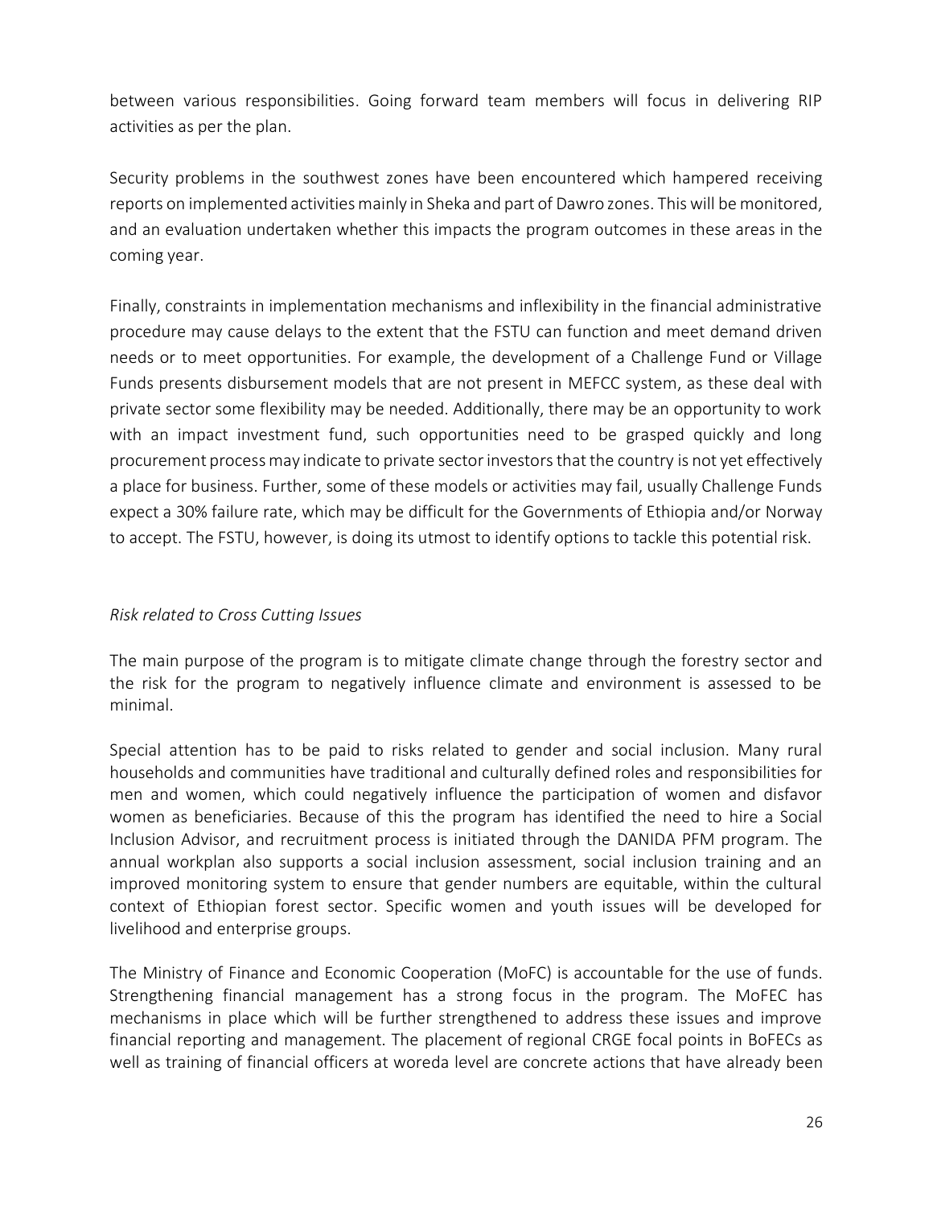between various responsibilities. Going forward team members will focus in delivering RIP activities as per the plan.

Security problems in the southwest zones have been encountered which hampered receiving reports on implemented activities mainly in Sheka and part of Dawro zones. This will be monitored, and an evaluation undertaken whether this impacts the program outcomes in these areas in the coming year.

Finally, constraints in implementation mechanisms and inflexibility in the financial administrative procedure may cause delays to the extent that the FSTU can function and meet demand driven needs or to meet opportunities. For example, the development of a Challenge Fund or Village Funds presents disbursement models that are not present in MEFCC system, as these deal with private sector some flexibility may be needed. Additionally, there may be an opportunity to work with an impact investment fund, such opportunities need to be grasped quickly and long procurement process may indicate to private sector investors that the country is not yet effectively a place for business. Further, some of these models or activities may fail, usually Challenge Funds expect a 30% failure rate, which may be difficult for the Governments of Ethiopia and/or Norway to accept. The FSTU, however, is doing its utmost to identify options to tackle this potential risk.

*Risk related to Cross Cutting Issues*

The main purpose of the program is to mitigate climate change through the forestry sector and the risk for the program to negatively influence climate and environment is assessed to be minimal.

Special attention has to be paid to risks related to gender and social inclusion. Many rural households and communities have traditional and culturally defined roles and responsibilities for men and women, which could negatively influence the participation of women and disfavor women as beneficiaries. Because of this the program has identified the need to hire a Social Inclusion Advisor, and recruitment process is initiated through the DANIDA PFM program. The annual workplan also supports a social inclusion assessment, social inclusion training and an improved monitoring system to ensure that gender numbers are equitable, within the cultural context of Ethiopian forest sector. Specific women and youth issues will be developed for livelihood and enterprise groups.

The Ministry of Finance and Economic Cooperation (MoFC) is accountable for the use of funds. Strengthening financial management has a strong focus in the program. The MoFEC has mechanisms in place which will be further strengthened to address these issues and improve financial reporting and management. The placement of regional CRGE focal points in BoFECs as well as training of financial officers at woreda level are concrete actions that have already been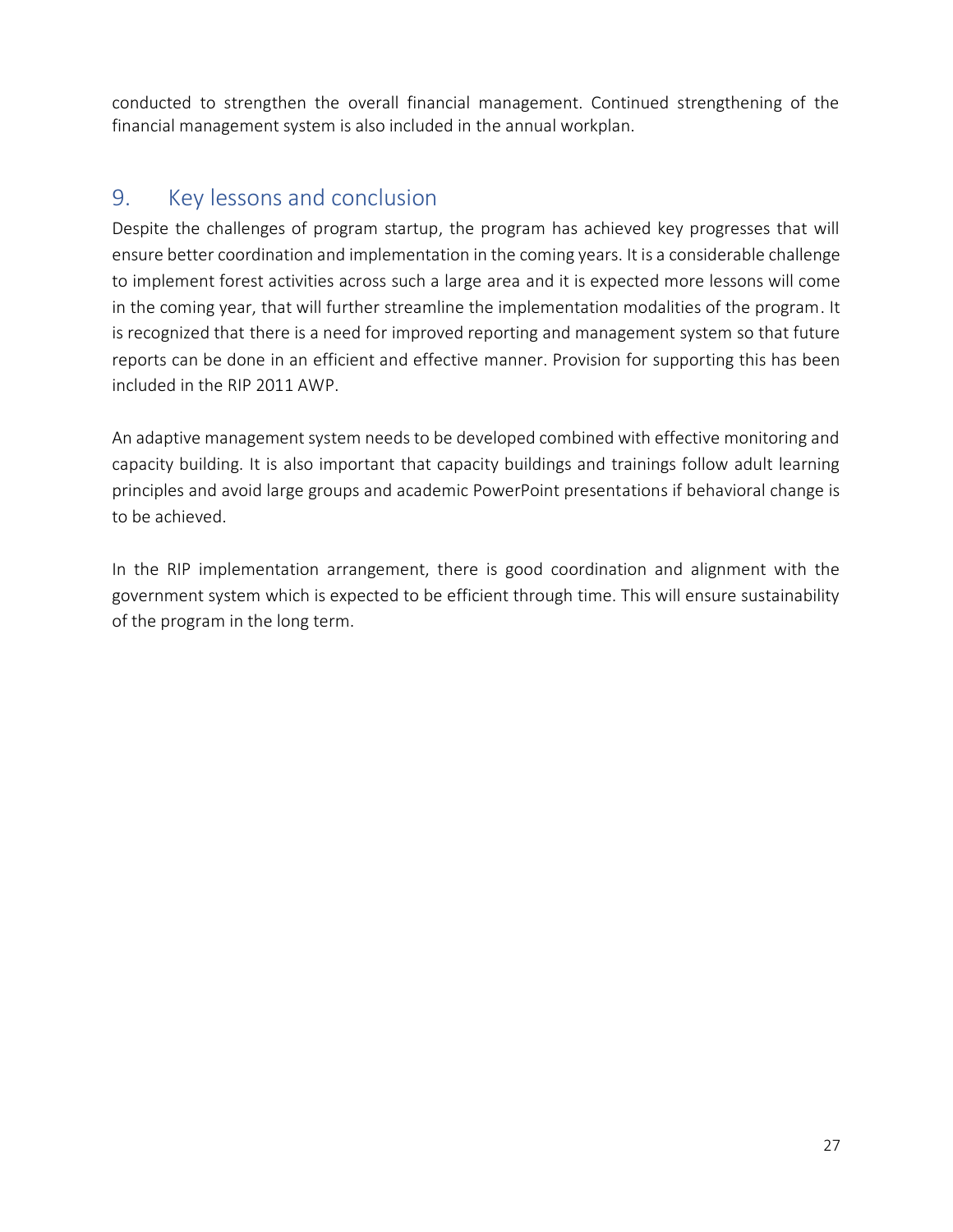conducted to strengthen the overall financial management. Continued strengthening of the financial management system is also included in the annual workplan.

## 9. Key lessons and conclusion

Despite the challenges of program startup, the program has achieved key progresses that will ensure better coordination and implementation in the coming years. It is a considerable challenge to implement forest activities across such a large area and it is expected more lessons will come in the coming year, that will further streamline the implementation modalities of the program. It is recognized that there is a need for improved reporting and management system so that future reports can be done in an efficient and effective manner. Provision for supporting this has been included in the RIP 2011 AWP.

An adaptive management system needs to be developed combined with effective monitoring and capacity building. It is also important that capacity buildings and trainings follow adult learning principles and avoid large groups and academic PowerPoint presentations if behavioral change is to be achieved.

In the RIP implementation arrangement, there is good coordination and alignment with the government system which is expected to be efficient through time. This will ensure sustainability of the program in the long term.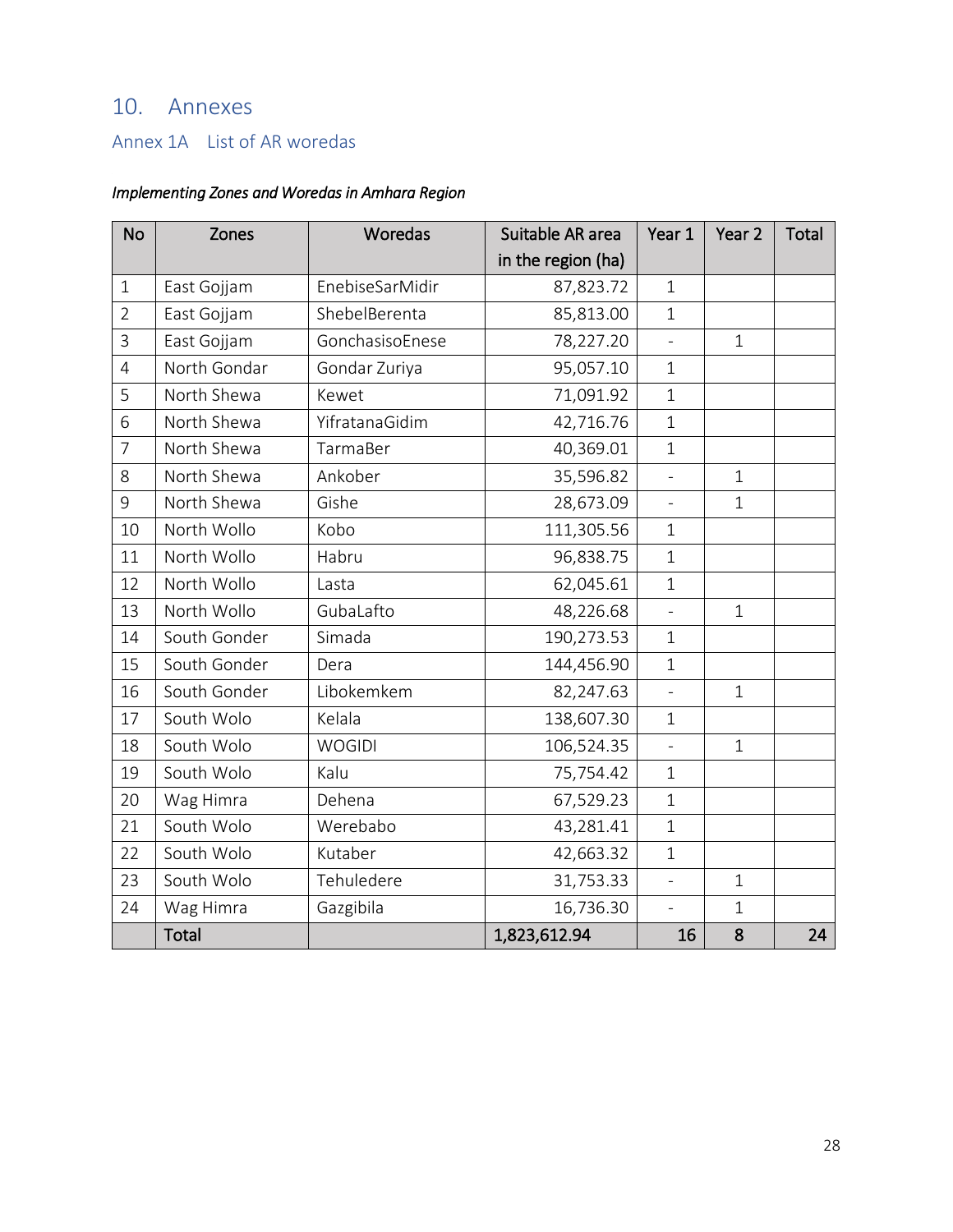# 10. Annexes

## Annex 1A List of AR woredas

*Implementing Zones and Woredas in Amhara Region*

| No | Zones | Woredas | Suitable AR area in the region (ha) | Year 1 | Year 2 | Total |
|---|---|---|---|---|---|---|
| 1 | East Gojjam | EnebiseSarMidir | 87,823.72 | 1 | | |
| 2 | East Gojjam | ShebelBerenta | 85,813.00 | 1 | | |
| 3 | East Gojjam | GonchasisoEnese | 78,227.20 | - | 1 | |
| 4 | North Gondar | Gondar Zuriya | 95,057.10 | 1 | | |
| 5 | North Shewa | Kewet | 71,091.92 | 1 | | |
| 6 | North Shewa | YifratanaGidim | 42,716.76 | 1 | | |
| 7 | North Shewa | TarmaBer | 40,369.01 | 1 | | |
| 8 | North Shewa | Ankober | 35,596.82 | - | 1 | |
| 9 | North Shewa | Gishe | 28,673.09 | - | 1 | |
| 10 | North Wollo | Kobo | 111,305.56 | 1 | | |
| 11 | North Wollo | Habru | 96,838.75 | 1 | | |
| 12 | North Wollo | Lasta | 62,045.61 | 1 | | |
| 13 | North Wollo | GubaLafto | 48,226.68 | - | 1 | |
| 14 | South Gonder | Simada | 190,273.53 | 1 | | |
| 15 | South Gonder | Dera | 144,456.90 | 1 | | |
| 16 | South Gonder | Libokemkem | 82,247.63 | - | 1 | |
| 17 | South Wolo | Kelala | 138,607.30 | 1 | | |
| 18 | South Wolo | WOGIDI | 106,524.35 | - | 1 | |
| 19 | South Wolo | Kalu | 75,754.42 | 1 | | |
| 20 | Wag Himra | Dehena | 67,529.23 | 1 | | |
| 21 | South Wolo | Werebabo | 43,281.41 | 1 | | |
| 22 | South Wolo | Kutaber | 42,663.32 | 1 | | |
| 23 | South Wolo | Tehuledere | 31,753.33 | - | 1 | |
| 24 | Wag Himra | Gazgibila | 16,736.30 | - | 1 | |
| | **Total** | | **1,823,612.94** | **16** | **8** | **24** |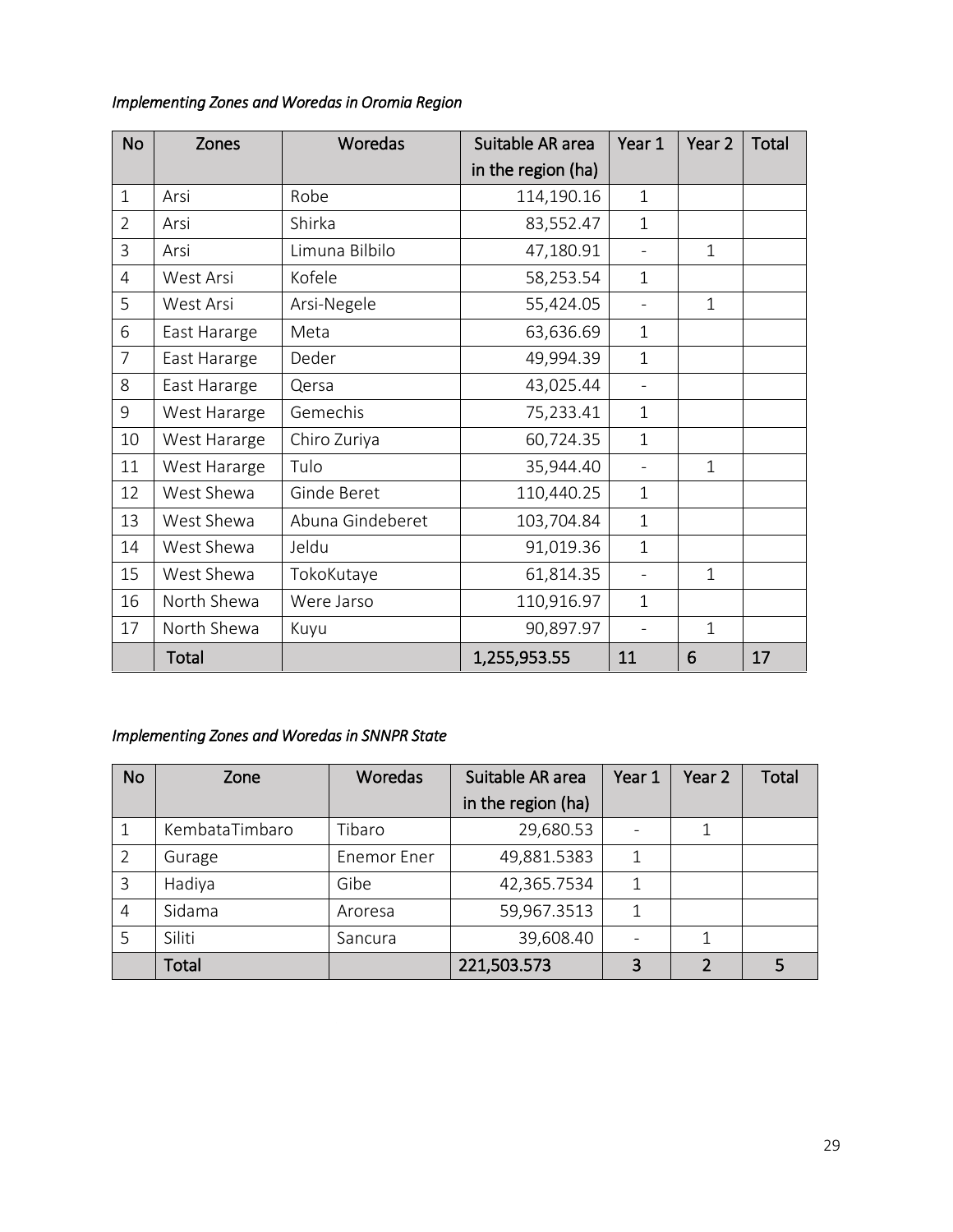*Implementing Zones and Woredas in Oromia Region*

| No | Zones | Woredas | Suitable AR area in the region (ha) | Year 1 | Year 2 | Total |
|---|---|---|---|---|---|---|
| 1 | Arsi | Robe | 114,190.16 | 1 | | |
| 2 | Arsi | Shirka | 83,552.47 | 1 | | |
| 3 | Arsi | Limuna Bilbilo | 47,180.91 | - | 1 | |
| 4 | West Arsi | Kofele | 58,253.54 | 1 | | |
| 5 | West Arsi | Arsi-Negele | 55,424.05 | - | 1 | |
| 6 | East Hararge | Meta | 63,636.69 | 1 | | |
| 7 | East Hararge | Deder | 49,994.39 | 1 | | |
| 8 | East Hararge | Qersa | 43,025.44 | - | | |
| 9 | West Hararge | Gemechis | 75,233.41 | 1 | | |
| 10 | West Hararge | Chiro Zuriya | 60,724.35 | 1 | | |
| 11 | West Hararge | Tulo | 35,944.40 | - | 1 | |
| 12 | West Shewa | Ginde Beret | 110,440.25 | 1 | | |
| 13 | West Shewa | Abuna Gindeberet | 103,704.84 | 1 | | |
| 14 | West Shewa | Jeldu | 91,019.36 | 1 | | |
| 15 | West Shewa | TokoKutaye | 61,814.35 | - | 1 | |
| 16 | North Shewa | Were Jarso | 110,916.97 | 1 | | |
| 17 | North Shewa | Kuyu | 90,897.97 | - | 1 | |
| | Total | | 1,255,953.55 | 11 | 6 | 17 |

*Implementing Zones and Woredas in SNNPR State*

| No | Zone | Woredas | Suitable AR area in the region (ha) | Year 1 | Year 2 | Total |
|---|---|---|---|---|---|---|
| 1 | KembataTimbaro | Tibaro | 29,680.53 | - | 1 | |
| 2 | Gurage | Enemor Ener | 49,881.5383 | 1 | | |
| 3 | Hadiya | Gibe | 42,365.7534 | 1 | | |
| 4 | Sidama | Aroresa | 59,967.3513 | 1 | | |
| 5 | Siliti | Sancura | 39,608.40 | - | 1 | |
| | Total | | 221,503.573 | 3 | 2 | 5 |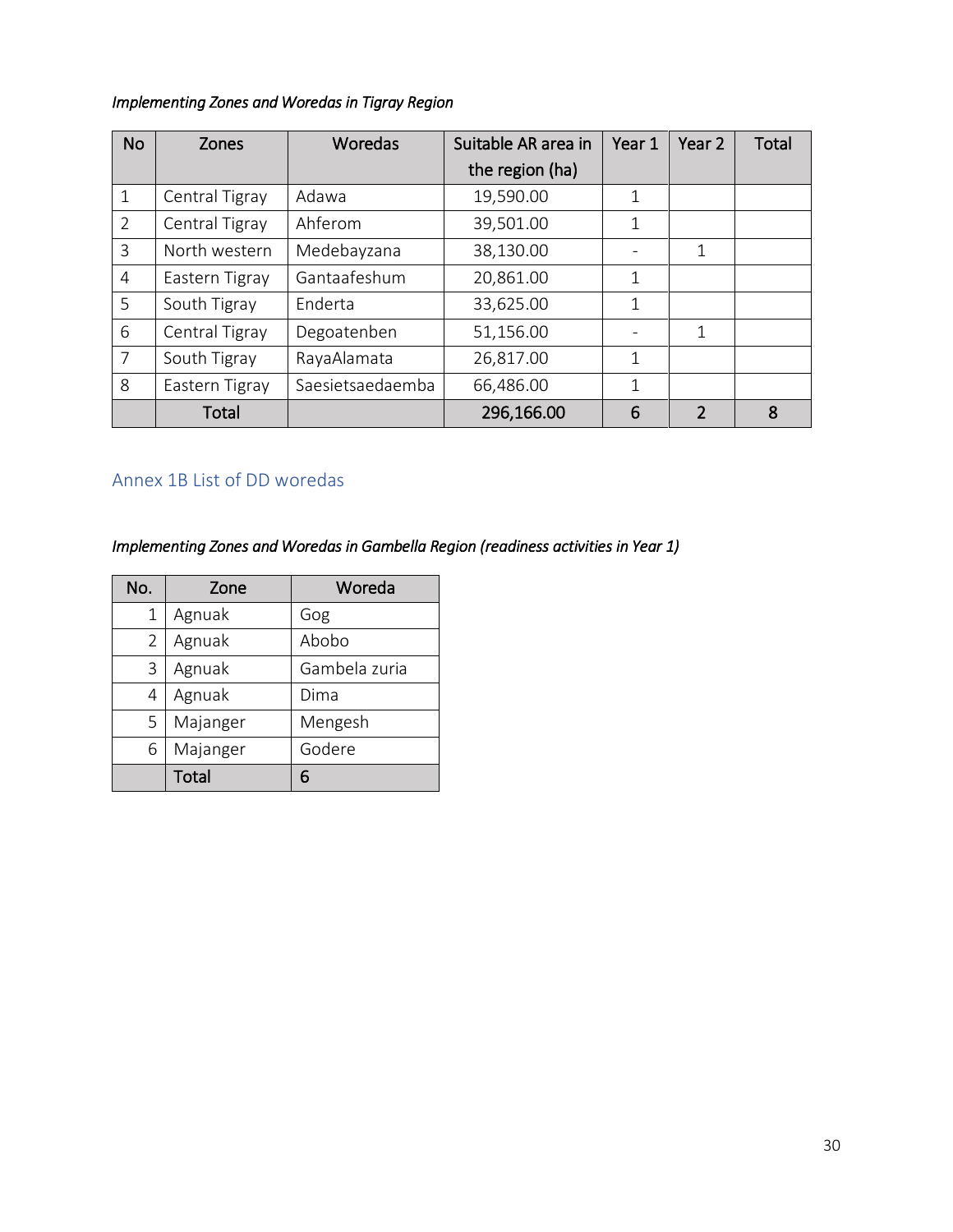*Implementing Zones and Woredas in Tigray Region*

| No | Zones | Woredas | Suitable AR area in the region (ha) | Year 1 | Year 2 | Total |
|---|---|---|---|---|---|---|
| 1 | Central Tigray | Adawa | 19,590.00 | 1 | | |
| 2 | Central Tigray | Ahferom | 39,501.00 | 1 | | |
| 3 | North western | Medebayzana | 38,130.00 | - | 1 | |
| 4 | Eastern Tigray | Gantaafeshum | 20,861.00 | 1 | | |
| 5 | South Tigray | Enderta | 33,625.00 | 1 | | |
| 6 | Central Tigray | Degoatenben | 51,156.00 | - | 1 | |
| 7 | South Tigray | RayaAlamata | 26,817.00 | 1 | | |
| 8 | Eastern Tigray | Saesietsaedaemba | 66,486.00 | 1 | | |
| | **Total** | | **296,166.00** | **6** | **2** | **8** |

## Annex 1B List of DD woredas

*Implementing Zones and Woredas in Gambella Region (readiness activities in Year 1)*

| No. | Zone | Woreda |
|---|---|---|
| 1 | Agnuak | Gog |
| 2 | Agnuak | Abobo |
| 3 | Agnuak | Gambela zuria |
| 4 | Agnuak | Dima |
| 5 | Majanger | Mengesh |
| 6 | Majanger | Godere |
| | **Total** | **6** |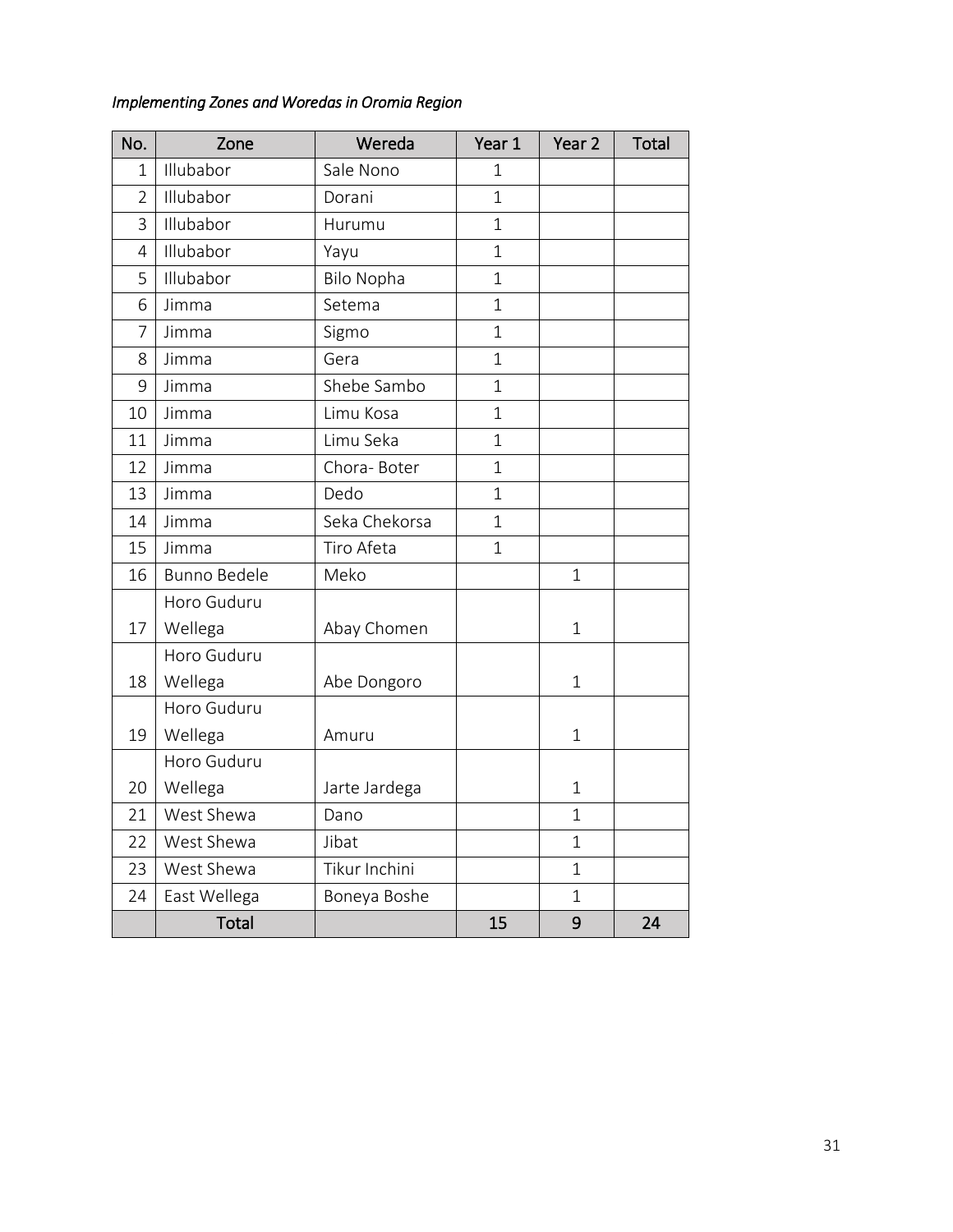*Implementing Zones and Woredas in Oromia Region*

| No. | Zone | Wereda | Year 1 | Year 2 | Total |
|---|---|---|---|---|---|
| 1 | Illubabor | Sale Nono | 1 | | |
| 2 | Illubabor | Dorani | 1 | | |
| 3 | Illubabor | Hurumu | 1 | | |
| 4 | Illubabor | Yayu | 1 | | |
| 5 | Illubabor | Bilo Nopha | 1 | | |
| 6 | Jimma | Setema | 1 | | |
| 7 | Jimma | Sigmo | 1 | | |
| 8 | Jimma | Gera | 1 | | |
| 9 | Jimma | Shebe Sambo | 1 | | |
| 10 | Jimma | Limu Kosa | 1 | | |
| 11 | Jimma | Limu Seka | 1 | | |
| 12 | Jimma | Chora- Boter | 1 | | |
| 13 | Jimma | Dedo | 1 | | |
| 14 | Jimma | Seka Chekorsa | 1 | | |
| 15 | Jimma | Tiro Afeta | 1 | | |
| 16 | Bunno Bedele | Meko | | 1 | |
| 17 | Horo Guduru Wellega | Abay Chomen | | 1 | |
| 18 | Horo Guduru Wellega | Abe Dongoro | | 1 | |
| 19 | Horo Guduru Wellega | Amuru | | 1 | |
| 20 | Horo Guduru Wellega | Jarte Jardega | | 1 | |
| 21 | West Shewa | Dano | | 1 | |
| 22 | West Shewa | Jibat | | 1 | |
| 23 | West Shewa | Tikur Inchini | | 1 | |
| 24 | East Wellega | Boneya Boshe | | 1 | |
| | Total | | 15 | 9 | 24 |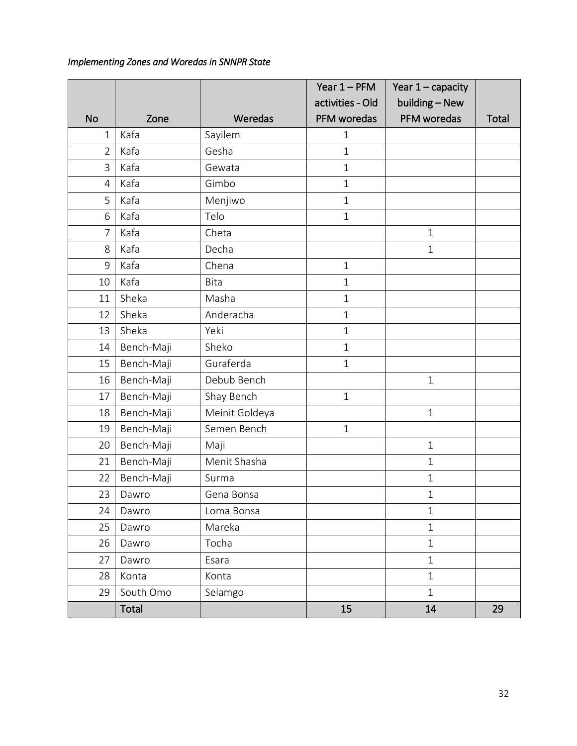*Implementing Zones and Woredas in SNNPR State*

| No | Zone | Woredas | Year 1 – PFM activities - Old PFM woredas | Year 1 – capacity building – New PFM woredas | Total |
|---|---|---|---|---|---|
| 1 | Kafa | Sayilem | 1 | | |
| 2 | Kafa | Gesha | 1 | | |
| 3 | Kafa | Gewata | 1 | | |
| 4 | Kafa | Gimbo | 1 | | |
| 5 | Kafa | Menjiwo | 1 | | |
| 6 | Kafa | Telo | 1 | | |
| 7 | Kafa | Cheta | | 1 | |
| 8 | Kafa | Decha | | 1 | |
| 9 | Kafa | Chena | 1 | | |
| 10 | Kafa | Bita | 1 | | |
| 11 | Sheka | Masha | 1 | | |
| 12 | Sheka | Anderacha | 1 | | |
| 13 | Sheka | Yeki | 1 | | |
| 14 | Bench-Maji | Sheko | 1 | | |
| 15 | Bench-Maji | Guraferda | 1 | | |
| 16 | Bench-Maji | Debub Bench | | 1 | |
| 17 | Bench-Maji | Shay Bench | 1 | | |
| 18 | Bench-Maji | Meinit Goldeya | | 1 | |
| 19 | Bench-Maji | Semen Bench | 1 | | |
| 20 | Bench-Maji | Maji | | 1 | |
| 21 | Bench-Maji | Menit Shasha | | 1 | |
| 22 | Bench-Maji | Surma | | 1 | |
| 23 | Dawro | Gena Bonsa | | 1 | |
| 24 | Dawro | Loma Bonsa | | 1 | |
| 25 | Dawro | Mareka | | 1 | |
| 26 | Dawro | Tocha | | 1 | |
| 27 | Dawro | Esara | | 1 | |
| 28 | Konta | Konta | | 1 | |
| 29 | South Omo | Selamgo | | 1 | |
| | **Total** | | **15** | **14** | **29** |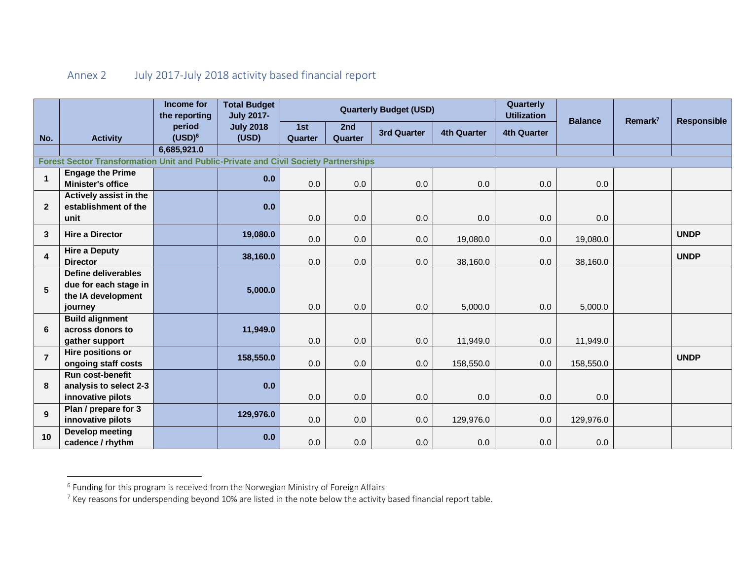## Annex 2 July 2017-July 2018 activity based financial report

| No. | Activity | Income for the reporting period (USD)[6] | Total Budget July 2017-July 2018 (USD) | Quarterly Budget (USD) | | | | Quarterly Utilization | Balance | Remark[7] | Responsible |
|---|---|---|---|---|---|---|---|---|---|---|---|
| | | | | 1st Quarter | 2nd Quarter | 3rd Quarter | 4th Quarter | 4th Quarter | | | |
| | | 6,685,921.0 | | | | | | | | | |
| **Forest Sector Transformation Unit and Public-Private and Civil Society Partnerships** | | | | | | | | | | | |
| 1 | **Engage the Prime Minister's office** | | **0.0** | 0.0 | 0.0 | 0.0 | 0.0 | 0.0 | 0.0 | | |
| 2 | **Actively assist in the establishment of the unit** | | **0.0** | 0.0 | 0.0 | 0.0 | 0.0 | 0.0 | 0.0 | | |
| 3 | **Hire a Director** | | **19,080.0** | 0.0 | 0.0 | 0.0 | 19,080.0 | 0.0 | 19,080.0 | | **UNDP** |
| 4 | **Hire a Deputy Director** | | **38,160.0** | 0.0 | 0.0 | 0.0 | 38,160.0 | 0.0 | 38,160.0 | | **UNDP** |
| 5 | **Define deliverables due for each stage in the IA development journey** | | **5,000.0** | 0.0 | 0.0 | 0.0 | 5,000.0 | 0.0 | 5,000.0 | | |
| 6 | **Build alignment across donors to gather support** | | **11,949.0** | 0.0 | 0.0 | 0.0 | 11,949.0 | 0.0 | 11,949.0 | | |
| 7 | **Hire positions or ongoing staff costs** | | **158,550.0** | 0.0 | 0.0 | 0.0 | 158,550.0 | 0.0 | 158,550.0 | | **UNDP** |
| 8 | **Run cost-benefit analysis to select 2-3 innovative pilots** | | **0.0** | 0.0 | 0.0 | 0.0 | 0.0 | 0.0 | 0.0 | | |
| 9 | **Plan / prepare for 3 innovative pilots** | | **129,976.0** | 0.0 | 0.0 | 0.0 | 129,976.0 | 0.0 | 129,976.0 | | |
| 10 | **Develop meeting cadence / rhythm** | | **0.0** | 0.0 | 0.0 | 0.0 | 0.0 | 0.0 | 0.0 | | |

[6] Funding for this program is received from the Norwegian Ministry of Foreign Affairs

[7] Key reasons for underspending beyond 10% are listed in the note below the activity based financial report table.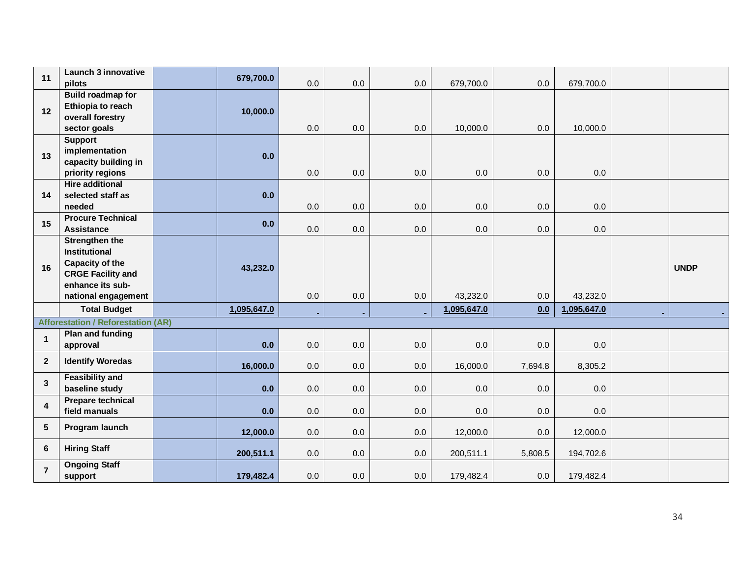| | | | | | | | | | | | |
|---|---|---|---|---|---|---|---|---|---|---|---|
| **11** | **Launch 3 innovative pilots** | | **679,700.0** | 0.0 | 0.0 | 0.0 | 679,700.0 | 0.0 | 679,700.0 | | |
| **12** | **Build roadmap for Ethiopia to reach overall forestry sector goals** | | **10,000.0** | 0.0 | 0.0 | 0.0 | 10,000.0 | 0.0 | 10,000.0 | | |
| **13** | **Support implementation capacity building in priority regions** | | **0.0** | 0.0 | 0.0 | 0.0 | 0.0 | 0.0 | 0.0 | | |
| **14** | **Hire additional selected staff as needed** | | **0.0** | 0.0 | 0.0 | 0.0 | 0.0 | 0.0 | 0.0 | | |
| **15** | **Procure Technical Assistance** | | **0.0** | 0.0 | 0.0 | 0.0 | 0.0 | 0.0 | 0.0 | | |
| **16** | **Strengthen the Institutional Capacity of the CRGE Facility and enhance its sub-national engagement** | | **43,232.0** | 0.0 | 0.0 | 0.0 | 43,232.0 | 0.0 | 43,232.0 | | **UNDP** |
| | **Total Budget** | | **1,095,647.0** | - | - | - | **1,095,647.0** | **0.0** | **1,095,647.0** | - | - |
| **Afforestation / Reforestation (AR)** | | | | | | | | | | | |
| **1** | **Plan and funding approval** | | **0.0** | 0.0 | 0.0 | 0.0 | 0.0 | 0.0 | 0.0 | | |
| **2** | **Identify Woredas** | | **16,000.0** | 0.0 | 0.0 | 0.0 | 16,000.0 | 7,694.8 | 8,305.2 | | |
| **3** | **Feasibility and baseline study** | | **0.0** | 0.0 | 0.0 | 0.0 | 0.0 | 0.0 | 0.0 | | |
| **4** | **Prepare technical field manuals** | | **0.0** | 0.0 | 0.0 | 0.0 | 0.0 | 0.0 | 0.0 | | |
| **5** | **Program launch** | | **12,000.0** | 0.0 | 0.0 | 0.0 | 12,000.0 | 0.0 | 12,000.0 | | |
| **6** | **Hiring Staff** | | **200,511.1** | 0.0 | 0.0 | 0.0 | 200,511.1 | 5,808.5 | 194,702.6 | | |
| **7** | **Ongoing Staff support** | | **179,482.4** | 0.0 | 0.0 | 0.0 | 179,482.4 | 0.0 | 179,482.4 | | |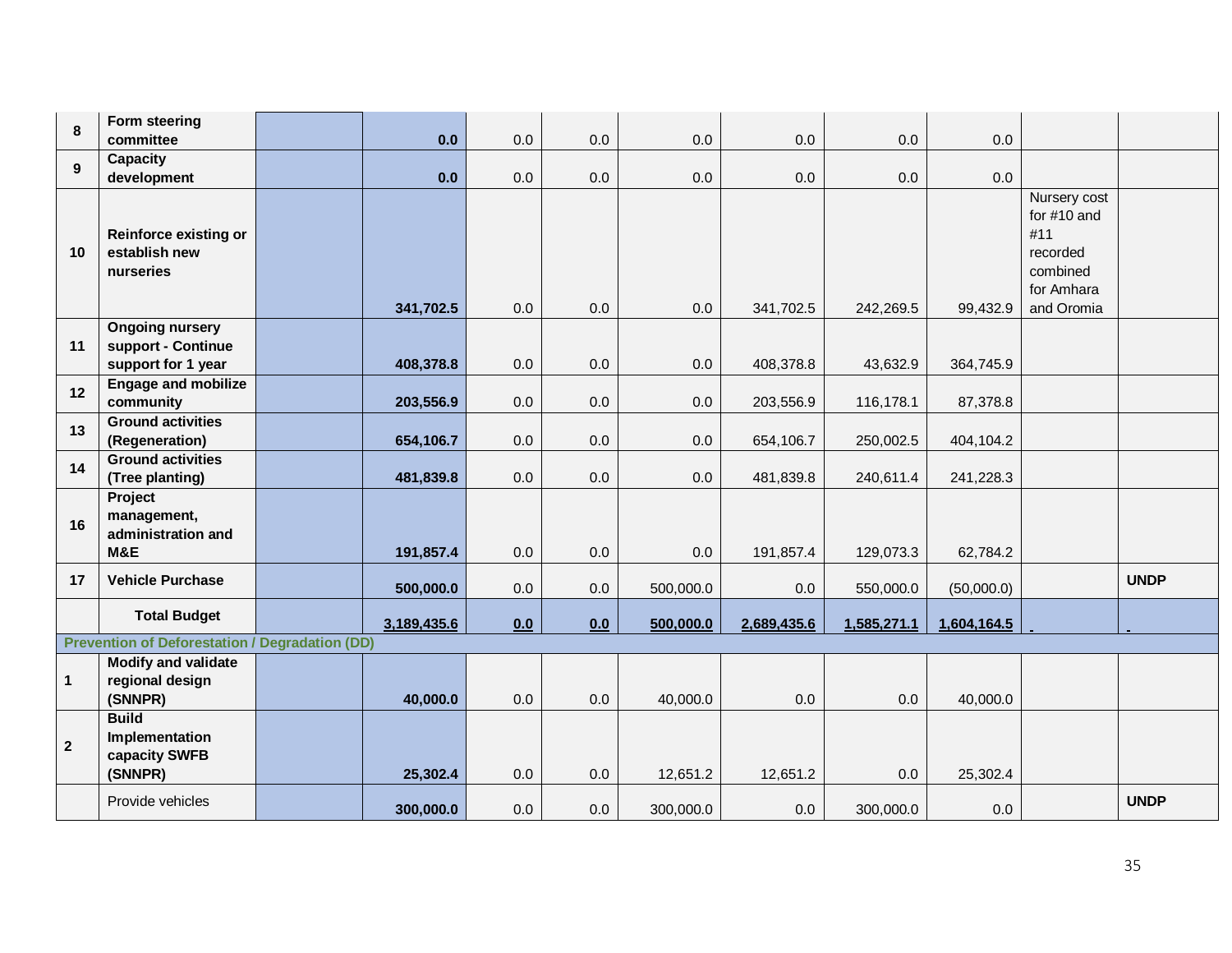| | | | | | | | | | | |
|---|---|---|---|---|---|---|---|---|---|---|
| **8** | **Form steering committee** | | **0.0** | 0.0 | 0.0 | 0.0 | 0.0 | 0.0 | 0.0 | | |
| **9** | **Capacity development** | | **0.0** | 0.0 | 0.0 | 0.0 | 0.0 | 0.0 | 0.0 | | |
| **10** | **Reinforce existing or establish new nurseries** | | **341,702.5** | 0.0 | 0.0 | 0.0 | 341,702.5 | 242,269.5 | 99,432.9 | Nursery cost for #10 and #11 recorded combined for Amhara and Oromia | |
| **11** | **Ongoing nursery support - Continue support for 1 year** | | **408,378.8** | 0.0 | 0.0 | 0.0 | 408,378.8 | 43,632.9 | 364,745.9 | | |
| **12** | **Engage and mobilize community** | | **203,556.9** | 0.0 | 0.0 | 0.0 | 203,556.9 | 116,178.1 | 87,378.8 | | |
| **13** | **Ground activities (Regeneration)** | | **654,106.7** | 0.0 | 0.0 | 0.0 | 654,106.7 | 250,002.5 | 404,104.2 | | |
| **14** | **Ground activities (Tree planting)** | | **481,839.8** | 0.0 | 0.0 | 0.0 | 481,839.8 | 240,611.4 | 241,228.3 | | |
| **16** | **Project management, administration and M&E** | | **191,857.4** | 0.0 | 0.0 | 0.0 | 191,857.4 | 129,073.3 | 62,784.2 | | |
| **17** | **Vehicle Purchase** | | **500,000.0** | 0.0 | 0.0 | 500,000.0 | 0.0 | 550,000.0 | (50,000.0) | | **UNDP** |
| | **Total Budget** | | **3,189,435.6** | **0.0** | **0.0** | **500,000.0** | **2,689,435.6** | **1,585,271.1** | **1,604,164.5** | | |
| **Prevention of Deforestation / Degradation (DD)** | | | | | | | | | | | |
| **1** | **Modify and validate regional design (SNNPR)** | | **40,000.0** | 0.0 | 0.0 | 40,000.0 | 0.0 | 0.0 | 40,000.0 | | |
| **2** | **Build Implementation capacity SWFB (SNNPR)** | | **25,302.4** | 0.0 | 0.0 | 12,651.2 | 12,651.2 | 0.0 | 25,302.4 | | |
| | Provide vehicles | | **300,000.0** | 0.0 | 0.0 | 300,000.0 | 0.0 | 300,000.0 | 0.0 | | **UNDP** |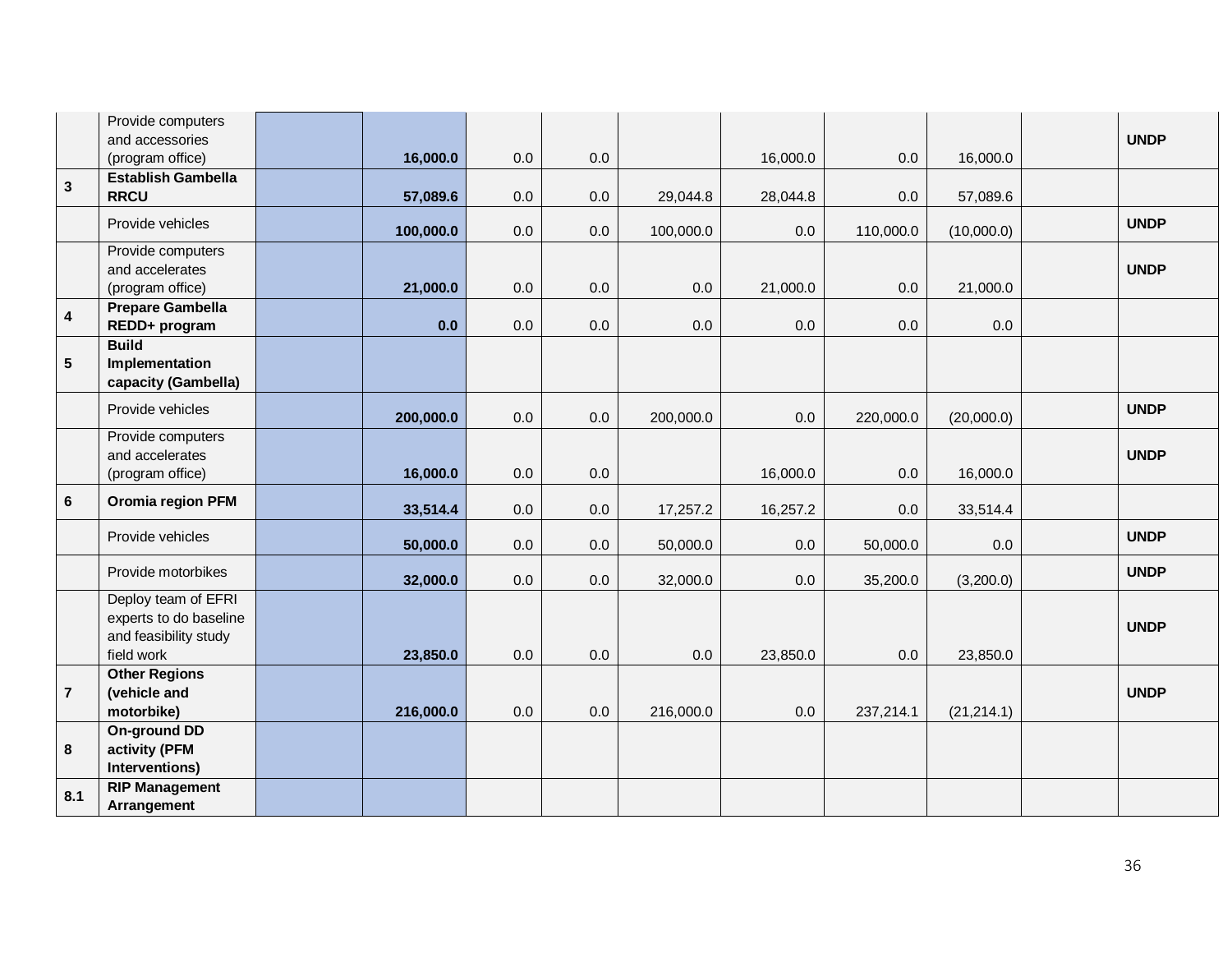| | | | | | | | | | | | |
|---|---|---|---|---|---|---|---|---|---|---|---|
| | Provide computers and accessories (program office) | | **16,000.0** | 0.0 | 0.0 | | 16,000.0 | 0.0 | 16,000.0 | | **UNDP** |
| **3** | **Establish Gambella RRCU** | | **57,089.6** | 0.0 | 0.0 | 29,044.8 | 28,044.8 | 0.0 | 57,089.6 | | |
| | Provide vehicles | | **100,000.0** | 0.0 | 0.0 | 100,000.0 | 0.0 | 110,000.0 | (10,000.0) | | **UNDP** |
| | Provide computers and accelerates (program office) | | **21,000.0** | 0.0 | 0.0 | 0.0 | 21,000.0 | 0.0 | 21,000.0 | | **UNDP** |
| **4** | **Prepare Gambella REDD+ program** | | **0.0** | 0.0 | 0.0 | 0.0 | 0.0 | 0.0 | 0.0 | | |
| **5** | **Build Implementation capacity (Gambella)** | | | | | | | | | | |
| | Provide vehicles | | **200,000.0** | 0.0 | 0.0 | 200,000.0 | 0.0 | 220,000.0 | (20,000.0) | | **UNDP** |
| | Provide computers and accelerates (program office) | | **16,000.0** | 0.0 | 0.0 | | 16,000.0 | 0.0 | 16,000.0 | | **UNDP** |
| **6** | **Oromia region PFM** | | **33,514.4** | 0.0 | 0.0 | 17,257.2 | 16,257.2 | 0.0 | 33,514.4 | | |
| | Provide vehicles | | **50,000.0** | 0.0 | 0.0 | 50,000.0 | 0.0 | 50,000.0 | 0.0 | | **UNDP** |
| | Provide motorbikes | | **32,000.0** | 0.0 | 0.0 | 32,000.0 | 0.0 | 35,200.0 | (3,200.0) | | **UNDP** |
| | Deploy team of EFRI experts to do baseline and feasibility study field work | | **23,850.0** | 0.0 | 0.0 | 0.0 | 23,850.0 | 0.0 | 23,850.0 | | **UNDP** |
| **7** | **Other Regions (vehicle and motorbike)** | | **216,000.0** | 0.0 | 0.0 | 216,000.0 | 0.0 | 237,214.1 | (21,214.1) | | **UNDP** |
| **8** | **On-ground DD activity (PFM Interventions)** | | | | | | | | | | |
| **8.1** | **RIP Management Arrangement** | | | | | | | | | | |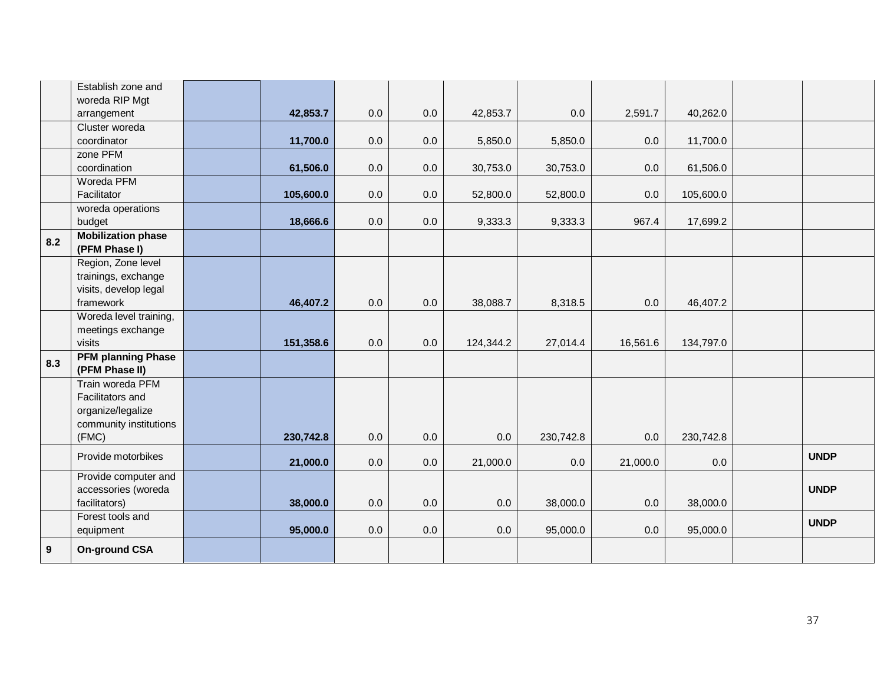| | | | | | | | | | | | |
|---|---|---|---|---|---|---|---|---|---|---|---|
| | Establish zone and woreda RIP Mgt arrangement | | **42,853.7** | 0.0 | 0.0 | 42,853.7 | 0.0 | 2,591.7 | 40,262.0 | | |
| | Cluster woreda coordinator | | **11,700.0** | 0.0 | 0.0 | 5,850.0 | 5,850.0 | 0.0 | 11,700.0 | | |
| | zone PFM coordination | | **61,506.0** | 0.0 | 0.0 | 30,753.0 | 30,753.0 | 0.0 | 61,506.0 | | |
| | Woreda PFM Facilitator | | **105,600.0** | 0.0 | 0.0 | 52,800.0 | 52,800.0 | 0.0 | 105,600.0 | | |
| | woreda operations budget | | **18,666.6** | 0.0 | 0.0 | 9,333.3 | 9,333.3 | 967.4 | 17,699.2 | | |
| **8.2** | **Mobilization phase (PFM Phase I)** | | | | | | | | | | |
| | Region, Zone level trainings, exchange visits, develop legal framework | | **46,407.2** | 0.0 | 0.0 | 38,088.7 | 8,318.5 | 0.0 | 46,407.2 | | |
| | Woreda level training, meetings exchange visits | | **151,358.6** | 0.0 | 0.0 | 124,344.2 | 27,014.4 | 16,561.6 | 134,797.0 | | |
| **8.3** | **PFM planning Phase (PFM Phase II)** | | | | | | | | | | |
| | Train woreda PFM Facilitators and organize/legalize community institutions (FMC) | | **230,742.8** | 0.0 | 0.0 | 0.0 | 230,742.8 | 0.0 | 230,742.8 | | |
| | Provide motorbikes | | **21,000.0** | 0.0 | 0.0 | 21,000.0 | 0.0 | 21,000.0 | 0.0 | | **UNDP** |
| | Provide computer and accessories (woreda facilitators) | | **38,000.0** | 0.0 | 0.0 | 0.0 | 38,000.0 | 0.0 | 38,000.0 | | **UNDP** |
| | Forest tools and equipment | | **95,000.0** | 0.0 | 0.0 | 0.0 | 95,000.0 | 0.0 | 95,000.0 | | **UNDP** |
| **9** | **On-ground CSA** | | | | | | | | | | |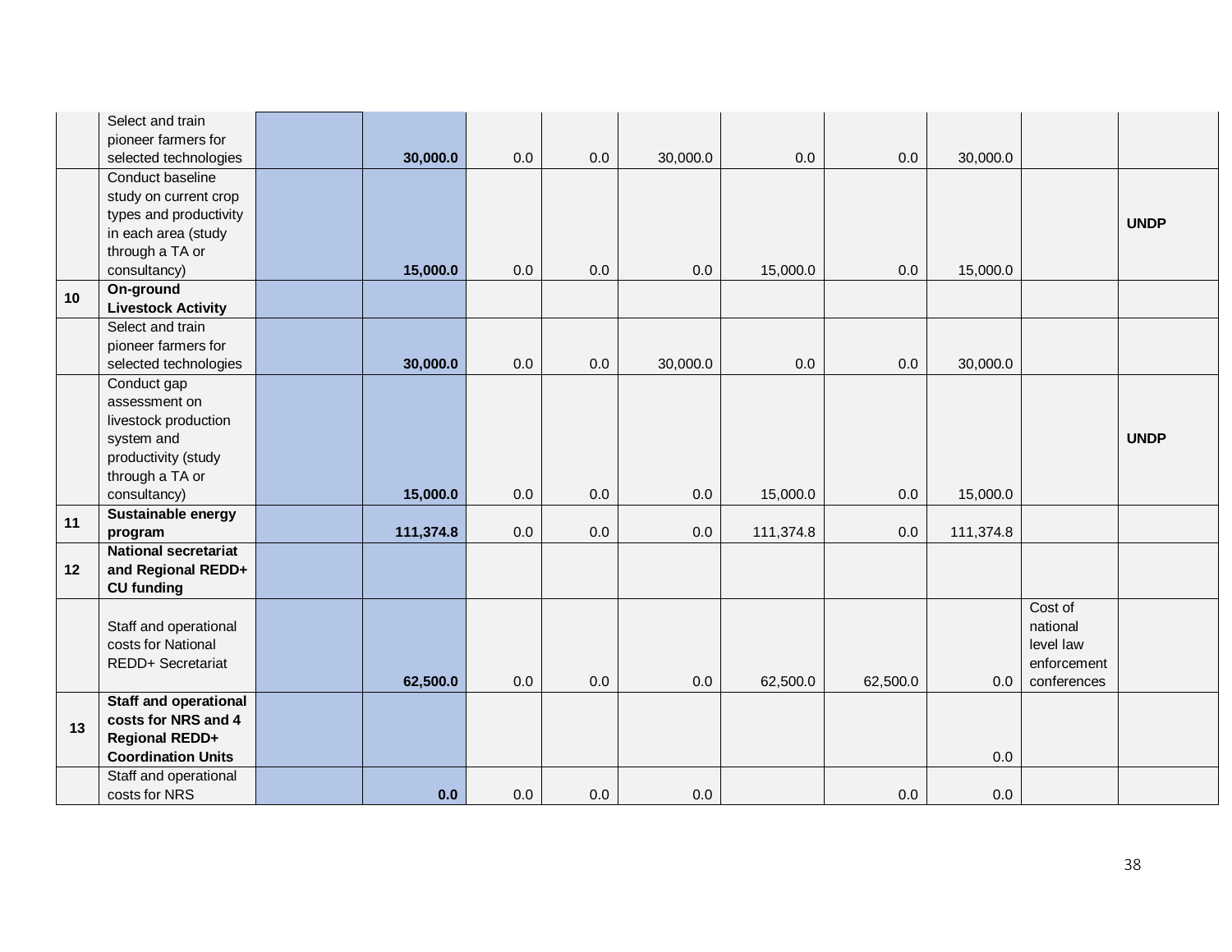| | | | | | | | | | | | |
|---|---|---|---|---|---|---|---|---|---|---|---|
| | Select and train pioneer farmers for selected technologies | | **30,000.0** | 0.0 | 0.0 | 30,000.0 | 0.0 | 0.0 | 30,000.0 | | |
| | Conduct baseline study on current crop types and productivity in each area (study through a TA or consultancy) | | **15,000.0** | 0.0 | 0.0 | 0.0 | 15,000.0 | 0.0 | 15,000.0 | | **UNDP** |
| **10** | **On-ground Livestock Activity** | | | | | | | | | | |
| | Select and train pioneer farmers for selected technologies | | **30,000.0** | 0.0 | 0.0 | 30,000.0 | 0.0 | 0.0 | 30,000.0 | | |
| | Conduct gap assessment on livestock production system and productivity (study through a TA or consultancy) | | **15,000.0** | 0.0 | 0.0 | 0.0 | 15,000.0 | 0.0 | 15,000.0 | | **UNDP** |
| **11** | **Sustainable energy program** | | **111,374.8** | 0.0 | 0.0 | 0.0 | 111,374.8 | 0.0 | 111,374.8 | | |
| **12** | **National secretariat and Regional REDD+ CU funding** | | | | | | | | | | |
| | Staff and operational costs for National REDD+ Secretariat | | **62,500.0** | 0.0 | 0.0 | 0.0 | 62,500.0 | 62,500.0 | 0.0 | Cost of national level law enforcement conferences | |
| **13** | **Staff and operational costs for NRS and 4 Regional REDD+ Coordination Units** | | | | | | | | 0.0 | | |
| | Staff and operational costs for NRS | | **0.0** | 0.0 | 0.0 | 0.0 | | 0.0 | 0.0 | | |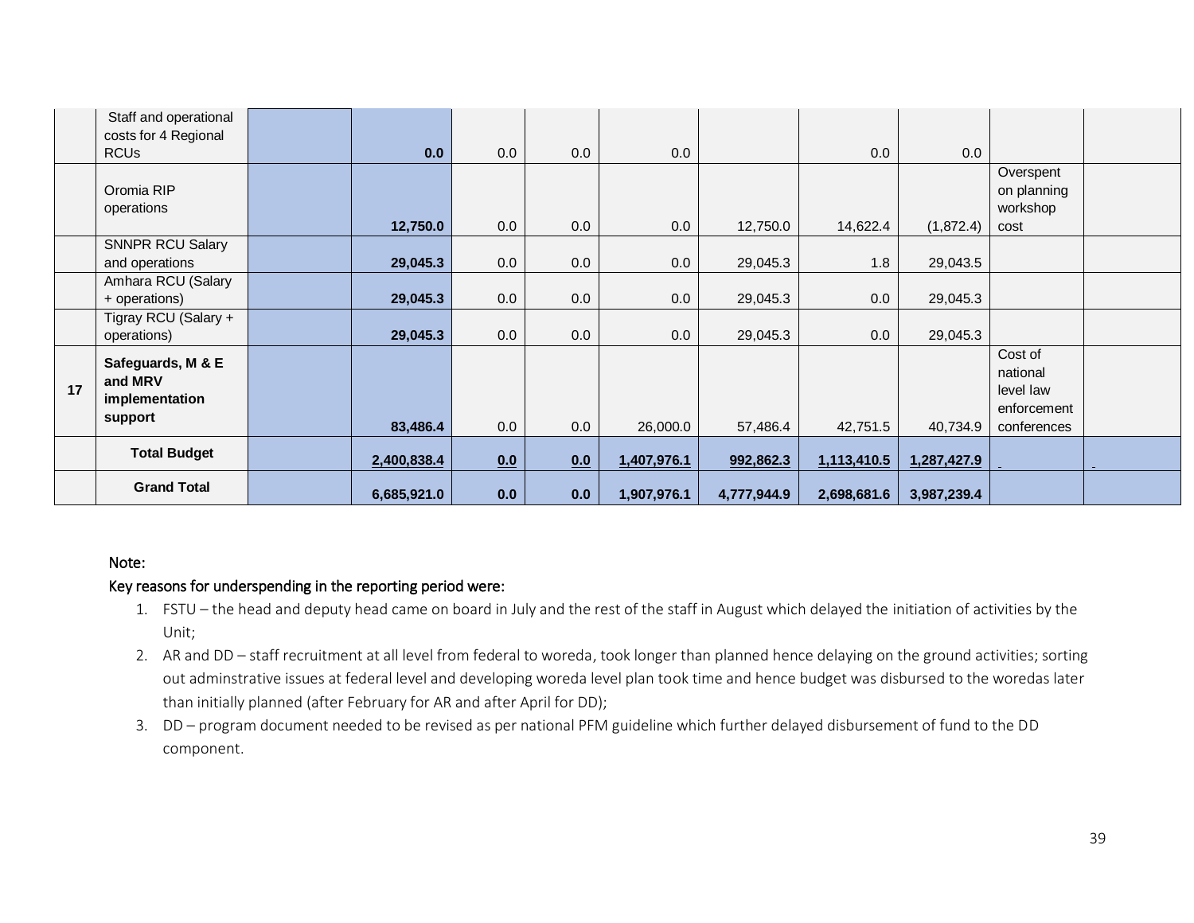| | | | | | | | | | | |
|---|---|---|---|---|---|---|---|---|---|---|
| | Staff and operational costs for 4 Regional RCUs | | **0.0** | 0.0 | 0.0 | 0.0 | | 0.0 | 0.0 | | |
| | Oromia RIP operations | | **12,750.0** | 0.0 | 0.0 | 0.0 | 12,750.0 | 14,622.4 | (1,872.4) | Overspent on planning workshop cost | |
| | SNNPR RCU Salary and operations | | **29,045.3** | 0.0 | 0.0 | 0.0 | 29,045.3 | 1.8 | 29,043.5 | | |
| | Amhara RCU (Salary + operations) | | **29,045.3** | 0.0 | 0.0 | 0.0 | 29,045.3 | 0.0 | 29,045.3 | | |
| | Tigray RCU (Salary + operations) | | **29,045.3** | 0.0 | 0.0 | 0.0 | 29,045.3 | 0.0 | 29,045.3 | | |
| **17** | **Safeguards, M & E and MRV implementation support** | | **83,486.4** | 0.0 | 0.0 | 26,000.0 | 57,486.4 | 42,751.5 | 40,734.9 | Cost of national level law enforcement conferences | |
| | **Total Budget** | | **2,400,838.4** | **0.0** | **0.0** | **1,407,976.1** | **992,862.3** | **1,113,410.5** | **1,287,427.9** | - | - |
| | **Grand Total** | | **6,685,921.0** | **0.0** | **0.0** | **1,907,976.1** | **4,777,944.9** | **2,698,681.6** | **3,987,239.4** | | |

Note:

Key reasons for underspending in the reporting period were:

1. FSTU – the head and deputy head came on board in July and the rest of the staff in August which delayed the initiation of activities by the Unit;
2. AR and DD – staff recruitment at all level from federal to woreda, took longer than planned hence delaying on the ground activities; sorting out adminstrative issues at federal level and developing woreda level plan took time and hence budget was disbursed to the woredas later than initially planned (after February for AR and after April for DD);
3. DD – program document needed to be revised as per national PFM guideline which further delayed disbursement of fund to the DD component.